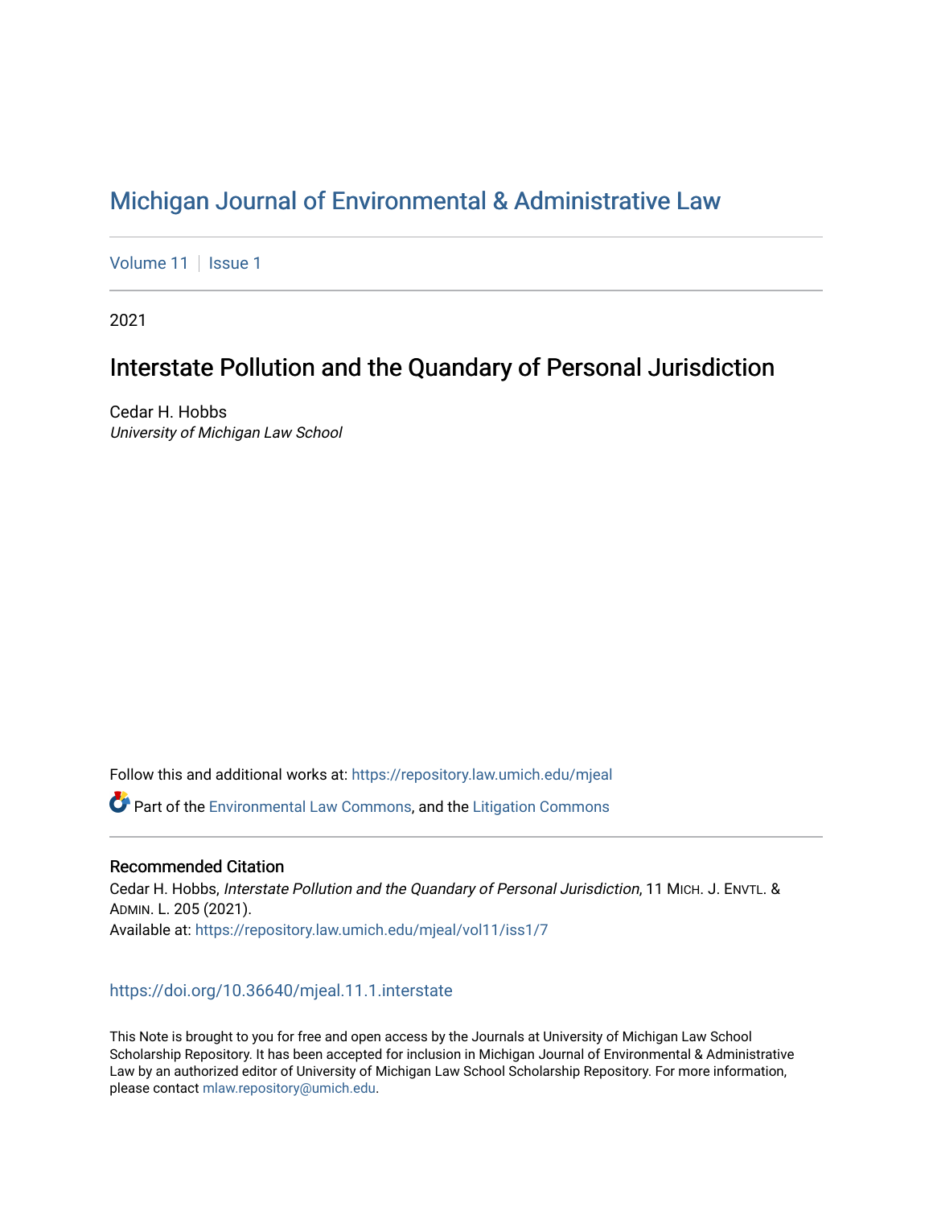# Michigan Journal of Environmental & Administrative Law

Volume 11 | Issue 1

2021

## Interstate Pollution and the Quandary of Personal Jurisdiction

Cedar H. Hobbs
*University of Michigan Law School*

Follow this and additional works at: https://repository.law.umich.edu/mjeal

Part of the Environmental Law Commons, and the Litigation Commons

### Recommended Citation

Cedar H. Hobbs, *Interstate Pollution and the Quandary of Personal Jurisdiction*, 11 MICH. J. ENVTL. & ADMIN. L. 205 (2021).
Available at: https://repository.law.umich.edu/mjeal/vol11/iss1/7

https://doi.org/10.36640/mjeal.11.1.interstate

This Note is brought to you for free and open access by the Journals at University of Michigan Law School Scholarship Repository. It has been accepted for inclusion in Michigan Journal of Environmental & Administrative Law by an authorized editor of University of Michigan Law School Scholarship Repository. For more information, please contact mlaw.repository@umich.edu.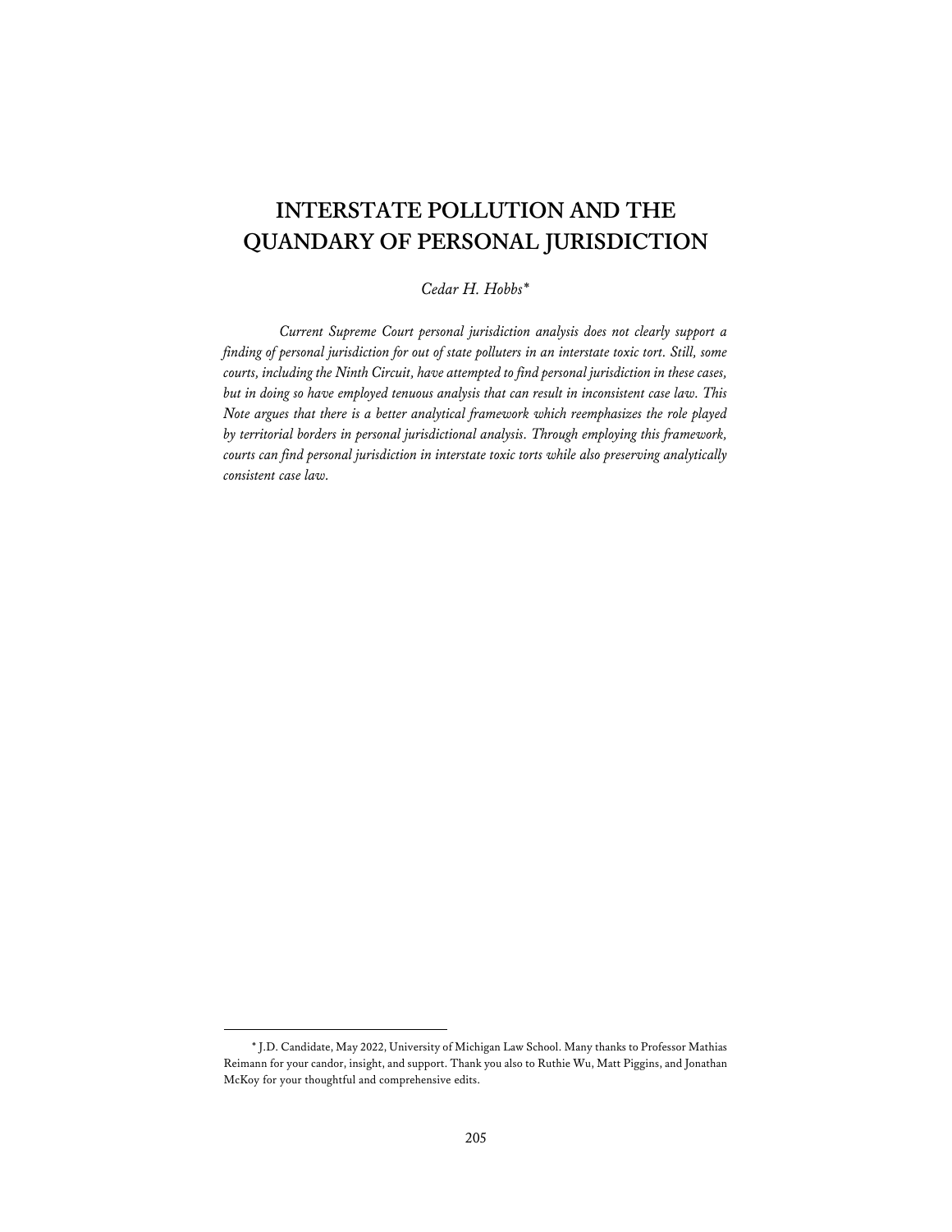# INTERSTATE POLLUTION AND THE QUANDARY OF PERSONAL JURISDICTION

*Cedar H. Hobbs**

*Current Supreme Court personal jurisdiction analysis does not clearly support a finding of personal jurisdiction for out of state polluters in an interstate toxic tort. Still, some courts, including the Ninth Circuit, have attempted to find personal jurisdiction in these cases, but in doing so have employed tenuous analysis that can result in inconsistent case law. This Note argues that there is a better analytical framework which reemphasizes the role played by territorial borders in personal jurisdictional analysis. Through employing this framework, courts can find personal jurisdiction in interstate toxic torts while also preserving analytically consistent case law.*

---

\* J.D. Candidate, May 2022, University of Michigan Law School. Many thanks to Professor Mathias Reimann for your candor, insight, and support. Thank you also to Ruthie Wu, Matt Piggins, and Jonathan McKoy for your thoughtful and comprehensive edits.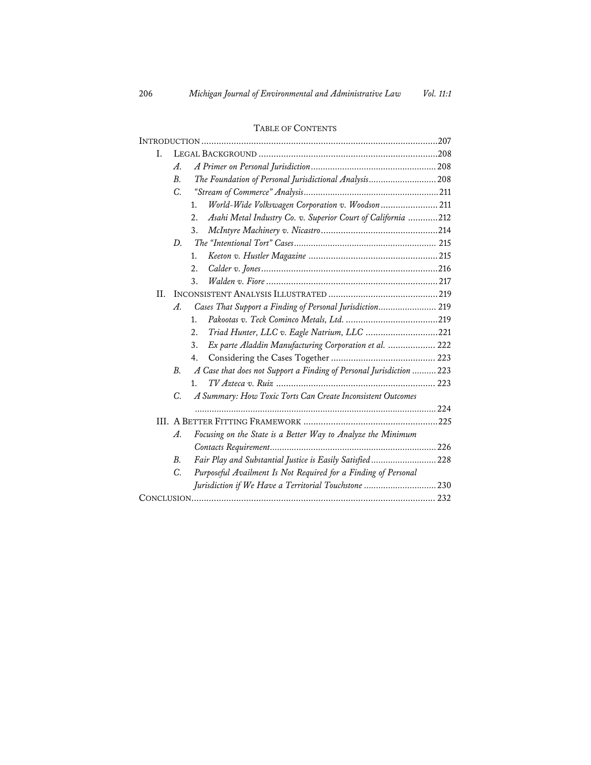# Table of Contents

Introduction .......... 207

I. Legal Background .......... 208
   - *A. A Primer on Personal Jurisdiction* .......... 208
   - *B. The Foundation of Personal Jurisdictional Analysis* .......... 208
   - *C. "Stream of Commerce" Analysis* .......... 211
     1. *World-Wide Volkswagen Corporation v. Woodson* .......... 211
     2. *Asahi Metal Industry Co. v. Superior Court of California* .......... 212
     3. *McIntyre Machinery v. Nicastro* .......... 214
   - *D. The "Intentional Tort" Cases* .......... 215
     1. *Keeton v. Hustler Magazine* .......... 215
     2. *Calder v. Jones* .......... 216
     3. *Walden v. Fiore* .......... 217

II. Inconsistent Analysis Illustrated .......... 219
   - *A. Cases That Support a Finding of Personal Jurisdiction* .......... 219
     1. *Pakootas v. Teck Cominco Metals, Ltd.* .......... 219
     2. *Triad Hunter, LLC v. Eagle Natrium, LLC* .......... 221
     3. *Ex parte Aladdin Manufacturing Corporation et al.* .......... 222
     4. Considering the Cases Together .......... 223
   - *B. A Case that does not Support a Finding of Personal Jurisdiction* .......... 223
     1. *TV Azteca v. Ruiz* .......... 223
   - *C. A Summary: How Toxic Torts Can Create Inconsistent Outcomes* .......... 224

III. A Better Fitting Framework .......... 225
   - *A. Focusing on the State is a Better Way to Analyze the Minimum Contacts Requirement* .......... 226
   - *B. Fair Play and Substantial Justice is Easily Satisfied* .......... 228
   - *C. Purposeful Availment Is Not Required for a Finding of Personal Jurisdiction if We Have a Territorial Touchstone* .......... 230

Conclusion .......... 232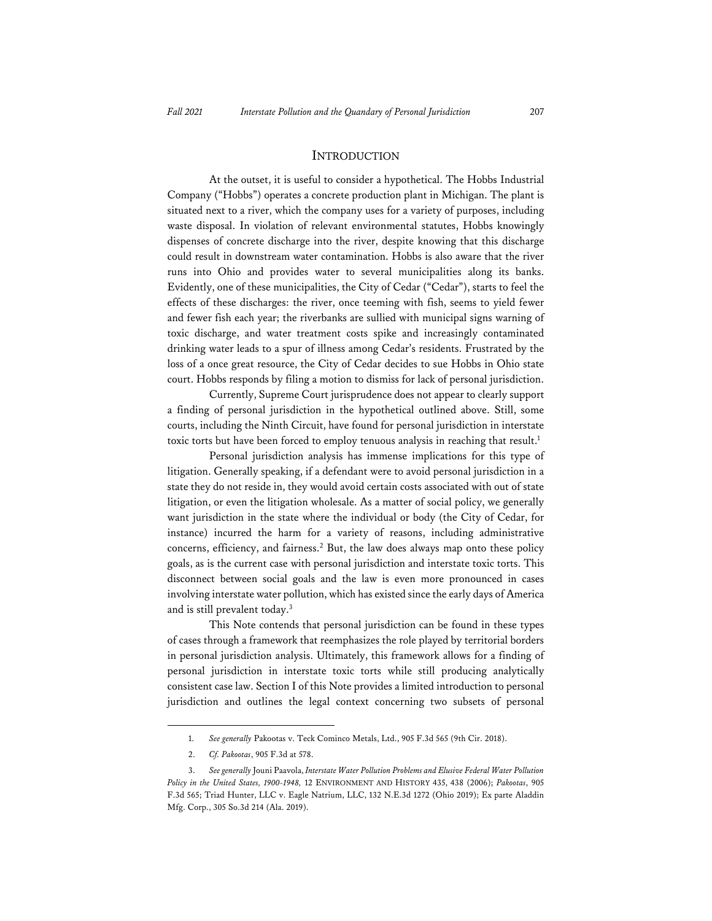## Introduction

At the outset, it is useful to consider a hypothetical. The Hobbs Industrial Company ("Hobbs") operates a concrete production plant in Michigan. The plant is situated next to a river, which the company uses for a variety of purposes, including waste disposal. In violation of relevant environmental statutes, Hobbs knowingly dispenses of concrete discharge into the river, despite knowing that this discharge could result in downstream water contamination. Hobbs is also aware that the river runs into Ohio and provides water to several municipalities along its banks. Evidently, one of these municipalities, the City of Cedar ("Cedar"), starts to feel the effects of these discharges: the river, once teeming with fish, seems to yield fewer and fewer fish each year; the riverbanks are sullied with municipal signs warning of toxic discharge, and water treatment costs spike and increasingly contaminated drinking water leads to a spur of illness among Cedar's residents. Frustrated by the loss of a once great resource, the City of Cedar decides to sue Hobbs in Ohio state court. Hobbs responds by filing a motion to dismiss for lack of personal jurisdiction.

Currently, Supreme Court jurisprudence does not appear to clearly support a finding of personal jurisdiction in the hypothetical outlined above. Still, some courts, including the Ninth Circuit, have found for personal jurisdiction in interstate toxic torts but have been forced to employ tenuous analysis in reaching that result.[1]

Personal jurisdiction analysis has immense implications for this type of litigation. Generally speaking, if a defendant were to avoid personal jurisdiction in a state they do not reside in, they would avoid certain costs associated with out of state litigation, or even the litigation wholesale. As a matter of social policy, we generally want jurisdiction in the state where the individual or body (the City of Cedar, for instance) incurred the harm for a variety of reasons, including administrative concerns, efficiency, and fairness.[2] But, the law does always map onto these policy goals, as is the current case with personal jurisdiction and interstate toxic torts. This disconnect between social goals and the law is even more pronounced in cases involving interstate water pollution, which has existed since the early days of America and is still prevalent today.[3]

This Note contends that personal jurisdiction can be found in these types of cases through a framework that reemphasizes the role played by territorial borders in personal jurisdiction analysis. Ultimately, this framework allows for a finding of personal jurisdiction in interstate toxic torts while still producing analytically consistent case law. Section I of this Note provides a limited introduction to personal jurisdiction and outlines the legal context concerning two subsets of personal

---

1. *See generally* Pakootas v. Teck Cominco Metals, Ltd., 905 F.3d 565 (9th Cir. 2018).

2. *Cf. Pakootas*, 905 F.3d at 578.

3. *See generally* Jouni Paavola, *Interstate Water Pollution Problems and Elusive Federal Water Pollution Policy in the United States, 1900-1948,* 12 ENVIRONMENT AND HISTORY 435, 438 (2006); *Pakootas*, 905 F.3d 565; Triad Hunter, LLC v. Eagle Natrium, LLC, 132 N.E.3d 1272 (Ohio 2019); Ex parte Aladdin Mfg. Corp., 305 So.3d 214 (Ala. 2019).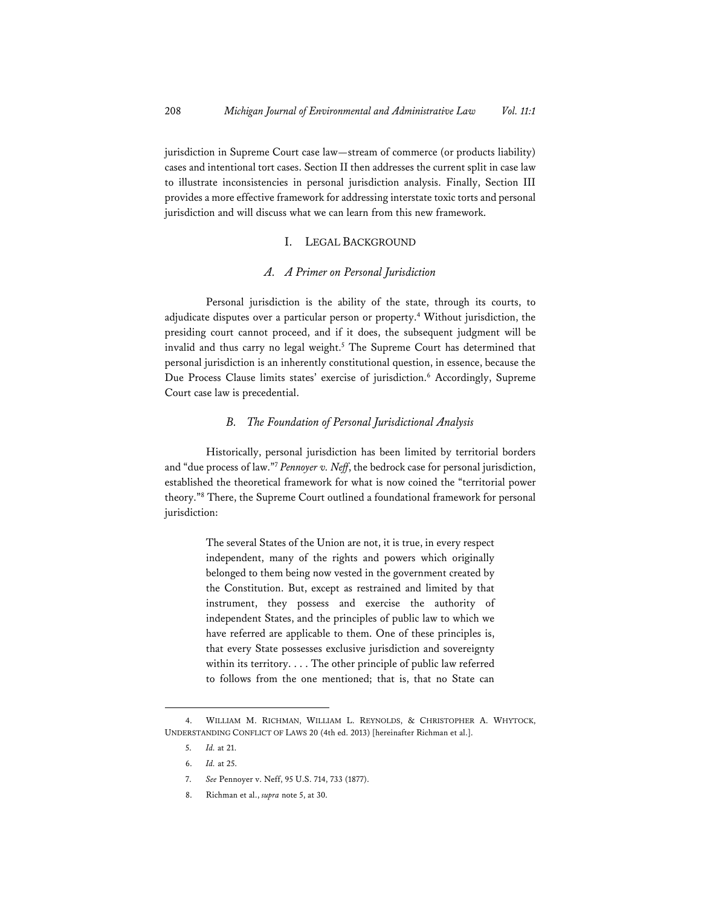jurisdiction in Supreme Court case law—stream of commerce (or products liability) cases and intentional tort cases. Section II then addresses the current split in case law to illustrate inconsistencies in personal jurisdiction analysis. Finally, Section III provides a more effective framework for addressing interstate toxic torts and personal jurisdiction and will discuss what we can learn from this new framework.

## I. Legal Background

### *A. A Primer on Personal Jurisdiction*

Personal jurisdiction is the ability of the state, through its courts, to adjudicate disputes over a particular person or property.[4] Without jurisdiction, the presiding court cannot proceed, and if it does, the subsequent judgment will be invalid and thus carry no legal weight.[5] The Supreme Court has determined that personal jurisdiction is an inherently constitutional question, in essence, because the Due Process Clause limits states' exercise of jurisdiction.[6] Accordingly, Supreme Court case law is precedential.

### *B. The Foundation of Personal Jurisdictional Analysis*

Historically, personal jurisdiction has been limited by territorial borders and "due process of law."[7] *Pennoyer v. Neff*, the bedrock case for personal jurisdiction, established the theoretical framework for what is now coined the "territorial power theory."[8] There, the Supreme Court outlined a foundational framework for personal jurisdiction:

> The several States of the Union are not, it is true, in every respect independent, many of the rights and powers which originally belonged to them being now vested in the government created by the Constitution. But, except as restrained and limited by that instrument, they possess and exercise the authority of independent States, and the principles of public law to which we have referred are applicable to them. One of these principles is, that every State possesses exclusive jurisdiction and sovereignty within its territory. . . . The other principle of public law referred to follows from the one mentioned; that is, that no State can

---

4. William M. Richman, William L. Reynolds, & Christopher A. Whytock, Understanding Conflict of Laws 20 (4th ed. 2013) [hereinafter Richman et al.].

5. *Id.* at 21.

6. *Id.* at 25.

7. *See* Pennoyer v. Neff, 95 U.S. 714, 733 (1877).

8. Richman et al., *supra* note 5, at 30.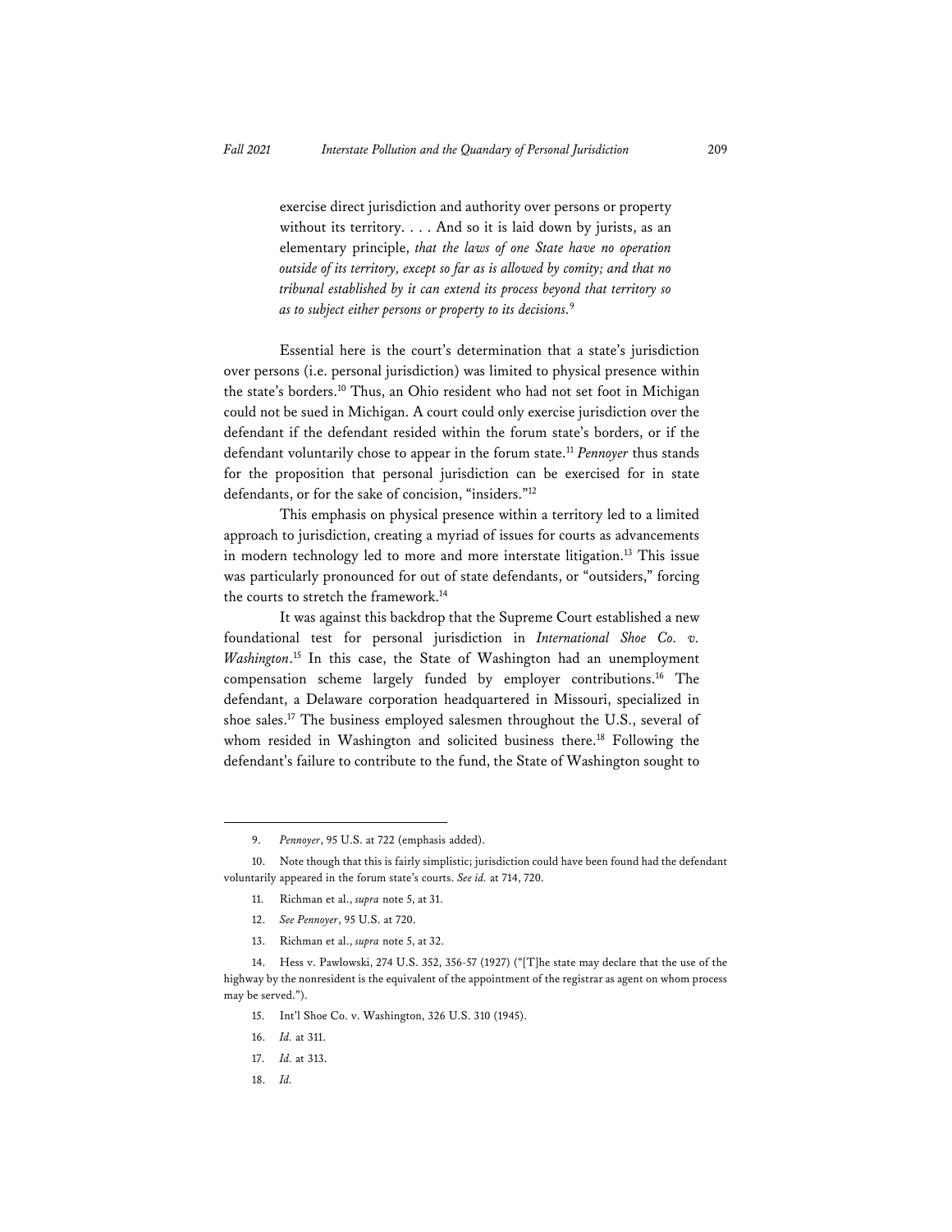> exercise direct jurisdiction and authority over persons or property without its territory. . . . And so it is laid down by jurists, as an elementary principle, *that the laws of one State have no operation outside of its territory, except so far as is allowed by comity; and that no tribunal established by it can extend its process beyond that territory so as to subject either persons or property to its decisions.*[9]

Essential here is the court's determination that a state's jurisdiction over persons (i.e. personal jurisdiction) was limited to physical presence within the state's borders.[10] Thus, an Ohio resident who had not set foot in Michigan could not be sued in Michigan. A court could only exercise jurisdiction over the defendant if the defendant resided within the forum state's borders, or if the defendant voluntarily chose to appear in the forum state.[11] *Pennoyer* thus stands for the proposition that personal jurisdiction can be exercised for in state defendants, or for the sake of concision, "insiders."[12]

This emphasis on physical presence within a territory led to a limited approach to jurisdiction, creating a myriad of issues for courts as advancements in modern technology led to more and more interstate litigation.[13] This issue was particularly pronounced for out of state defendants, or "outsiders," forcing the courts to stretch the framework.[14]

It was against this backdrop that the Supreme Court established a new foundational test for personal jurisdiction in *International Shoe Co. v. Washington*.[15] In this case, the State of Washington had an unemployment compensation scheme largely funded by employer contributions.[16] The defendant, a Delaware corporation headquartered in Missouri, specialized in shoe sales.[17] The business employed salesmen throughout the U.S., several of whom resided in Washington and solicited business there.[18] Following the defendant's failure to contribute to the fund, the State of Washington sought to

---

9. *Pennoyer*, 95 U.S. at 722 (emphasis added).

10. Note though that this is fairly simplistic; jurisdiction could have been found had the defendant voluntarily appeared in the forum state's courts. *See id.* at 714, 720.

11. Richman et al., *supra* note 5, at 31.

12. *See Pennoyer*, 95 U.S. at 720.

13. Richman et al., *supra* note 5, at 32.

14. Hess v. Pawlowski, 274 U.S. 352, 356-57 (1927) ("[T]he state may declare that the use of the highway by the nonresident is the equivalent of the appointment of the registrar as agent on whom process may be served.").

15. Int'l Shoe Co. v. Washington, 326 U.S. 310 (1945).

16. *Id.* at 311.

17. *Id.* at 313.

18. *Id.*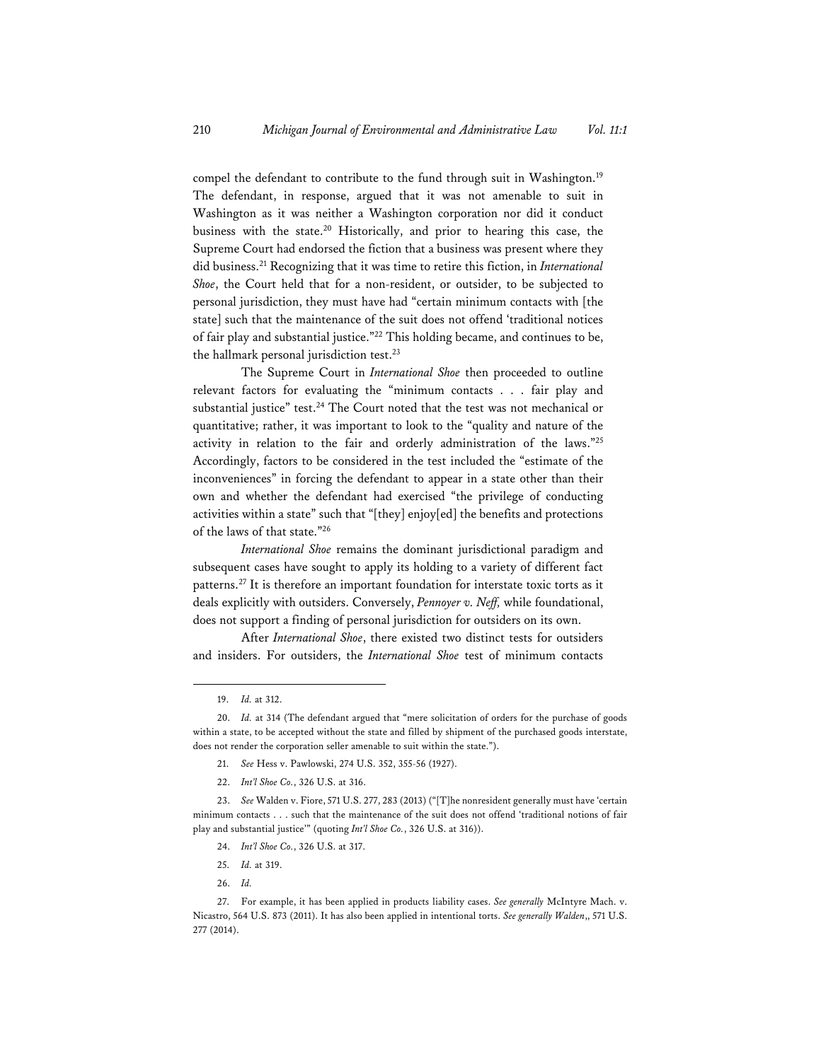compel the defendant to contribute to the fund through suit in Washington.[19] The defendant, in response, argued that it was not amenable to suit in Washington as it was neither a Washington corporation nor did it conduct business with the state.[20] Historically, and prior to hearing this case, the Supreme Court had endorsed the fiction that a business was present where they did business.[21] Recognizing that it was time to retire this fiction, in *International Shoe*, the Court held that for a non-resident, or outsider, to be subjected to personal jurisdiction, they must have had "certain minimum contacts with [the state] such that the maintenance of the suit does not offend 'traditional notices of fair play and substantial justice."[22] This holding became, and continues to be, the hallmark personal jurisdiction test.[23]

The Supreme Court in *International Shoe* then proceeded to outline relevant factors for evaluating the "minimum contacts . . . fair play and substantial justice" test.[24] The Court noted that the test was not mechanical or quantitative; rather, it was important to look to the "quality and nature of the activity in relation to the fair and orderly administration of the laws."[25] Accordingly, factors to be considered in the test included the "estimate of the inconveniences" in forcing the defendant to appear in a state other than their own and whether the defendant had exercised "the privilege of conducting activities within a state" such that "[they] enjoy[ed] the benefits and protections of the laws of that state."[26]

*International Shoe* remains the dominant jurisdictional paradigm and subsequent cases have sought to apply its holding to a variety of different fact patterns.[27] It is therefore an important foundation for interstate toxic torts as it deals explicitly with outsiders. Conversely, *Pennoyer v. Neff,* while foundational, does not support a finding of personal jurisdiction for outsiders on its own.

After *International Shoe*, there existed two distinct tests for outsiders and insiders. For outsiders, the *International Shoe* test of minimum contacts

---

19. *Id.* at 312.

20. *Id.* at 314 (The defendant argued that "mere solicitation of orders for the purchase of goods within a state, to be accepted without the state and filled by shipment of the purchased goods interstate, does not render the corporation seller amenable to suit within the state.").

21. *See* Hess v. Pawlowski, 274 U.S. 352, 355-56 (1927).

22. *Int'l Shoe Co.*, 326 U.S. at 316.

23. *See* Walden v. Fiore, 571 U.S. 277, 283 (2013) ("[T]he nonresident generally must have 'certain minimum contacts . . . such that the maintenance of the suit does not offend 'traditional notions of fair play and substantial justice'" (quoting *Int'l Shoe Co.*, 326 U.S. at 316)).

24. *Int'l Shoe Co.*, 326 U.S. at 317.

25. *Id.* at 319.

26. *Id.*

27. For example, it has been applied in products liability cases. *See generally* McIntyre Mach. v. Nicastro, 564 U.S. 873 (2011). It has also been applied in intentional torts. *See generally Walden*,, 571 U.S. 277 (2014).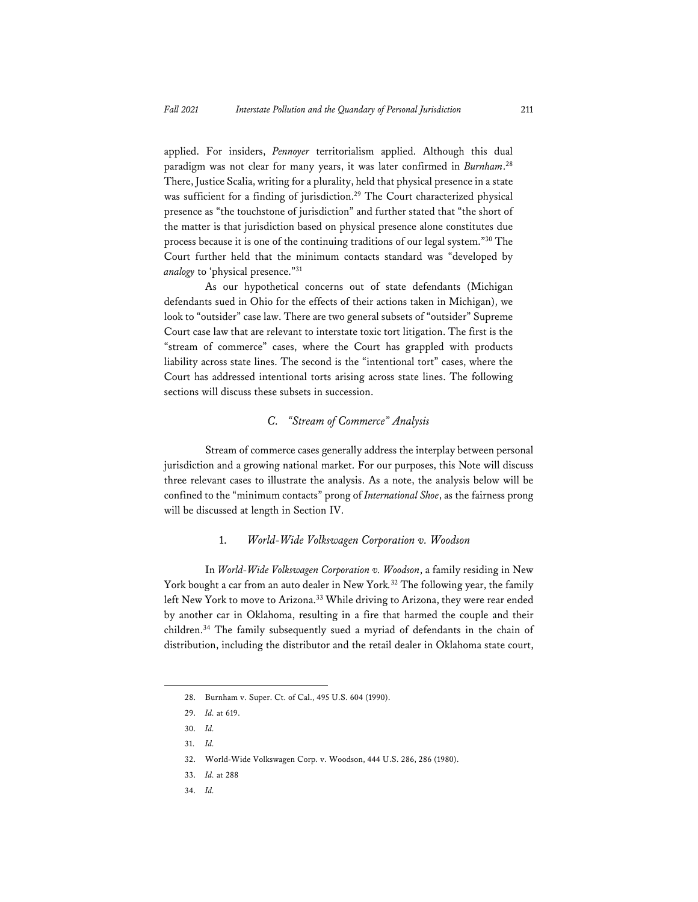applied. For insiders, *Pennoyer* territorialism applied. Although this dual paradigm was not clear for many years, it was later confirmed in *Burnham*.[28] There, Justice Scalia, writing for a plurality, held that physical presence in a state was sufficient for a finding of jurisdiction.[29] The Court characterized physical presence as "the touchstone of jurisdiction" and further stated that "the short of the matter is that jurisdiction based on physical presence alone constitutes due process because it is one of the continuing traditions of our legal system."[30] The Court further held that the minimum contacts standard was "developed by *analogy* to 'physical presence."[31]

As our hypothetical concerns out of state defendants (Michigan defendants sued in Ohio for the effects of their actions taken in Michigan), we look to "outsider" case law. There are two general subsets of "outsider" Supreme Court case law that are relevant to interstate toxic tort litigation. The first is the "stream of commerce" cases, where the Court has grappled with products liability across state lines. The second is the "intentional tort" cases, where the Court has addressed intentional torts arising across state lines. The following sections will discuss these subsets in succession.

### *C. "Stream of Commerce" Analysis*

Stream of commerce cases generally address the interplay between personal jurisdiction and a growing national market. For our purposes, this Note will discuss three relevant cases to illustrate the analysis. As a note, the analysis below will be confined to the "minimum contacts" prong of *International Shoe*, as the fairness prong will be discussed at length in Section IV.

#### 1. *World-Wide Volkswagen Corporation v. Woodson*

In *World-Wide Volkswagen Corporation v. Woodson*, a family residing in New York bought a car from an auto dealer in New York.[32] The following year, the family left New York to move to Arizona.[33] While driving to Arizona, they were rear ended by another car in Oklahoma, resulting in a fire that harmed the couple and their children.[34] The family subsequently sued a myriad of defendants in the chain of distribution, including the distributor and the retail dealer in Oklahoma state court,

---

28. Burnham v. Super. Ct. of Cal., 495 U.S. 604 (1990).

29. *Id.* at 619.

30. *Id.*

31. *Id.*

32. World-Wide Volkswagen Corp. v. Woodson, 444 U.S. 286, 286 (1980).

33. *Id.* at 288

34. *Id.*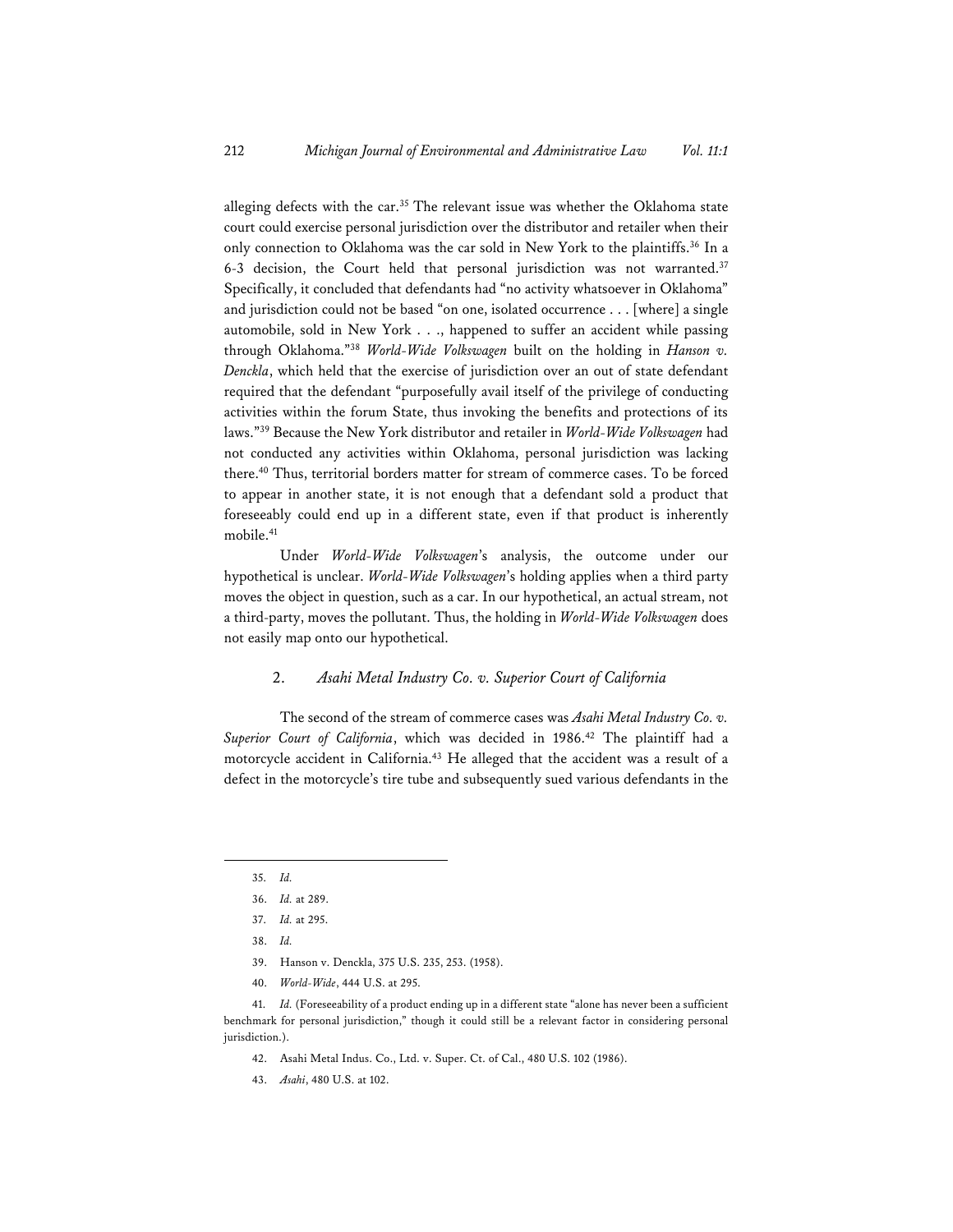alleging defects with the car.[35] The relevant issue was whether the Oklahoma state court could exercise personal jurisdiction over the distributor and retailer when their only connection to Oklahoma was the car sold in New York to the plaintiffs.[36] In a 6-3 decision, the Court held that personal jurisdiction was not warranted.[37] Specifically, it concluded that defendants had "no activity whatsoever in Oklahoma" and jurisdiction could not be based "on one, isolated occurrence . . . [where] a single automobile, sold in New York . . ., happened to suffer an accident while passing through Oklahoma."[38] *World-Wide Volkswagen* built on the holding in *Hanson v. Denckla*, which held that the exercise of jurisdiction over an out of state defendant required that the defendant "purposefully avail itself of the privilege of conducting activities within the forum State, thus invoking the benefits and protections of its laws."[39] Because the New York distributor and retailer in *World-Wide Volkswagen* had not conducted any activities within Oklahoma, personal jurisdiction was lacking there.[40] Thus, territorial borders matter for stream of commerce cases. To be forced to appear in another state, it is not enough that a defendant sold a product that foreseeably could end up in a different state, even if that product is inherently mobile.[41]

Under *World-Wide Volkswagen*'s analysis, the outcome under our hypothetical is unclear. *World-Wide Volkswagen*'s holding applies when a third party moves the object in question, such as a car. In our hypothetical, an actual stream, not a third-party, moves the pollutant. Thus, the holding in *World-Wide Volkswagen* does not easily map onto our hypothetical.

### 2. *Asahi Metal Industry Co. v. Superior Court of California*

The second of the stream of commerce cases was *Asahi Metal Industry Co. v. Superior Court of California*, which was decided in 1986.[42] The plaintiff had a motorcycle accident in California.[43] He alleged that the accident was a result of a defect in the motorcycle's tire tube and subsequently sued various defendants in the

---

35. *Id.*

36. *Id.* at 289.

37. *Id.* at 295.

38. *Id.*

39. Hanson v. Denckla, 375 U.S. 235, 253. (1958).

40. *World-Wide*, 444 U.S. at 295.

41. *Id.* (Foreseeability of a product ending up in a different state "alone has never been a sufficient benchmark for personal jurisdiction," though it could still be a relevant factor in considering personal jurisdiction.).

42. Asahi Metal Indus. Co., Ltd. v. Super. Ct. of Cal., 480 U.S. 102 (1986).

43. *Asahi*, 480 U.S. at 102.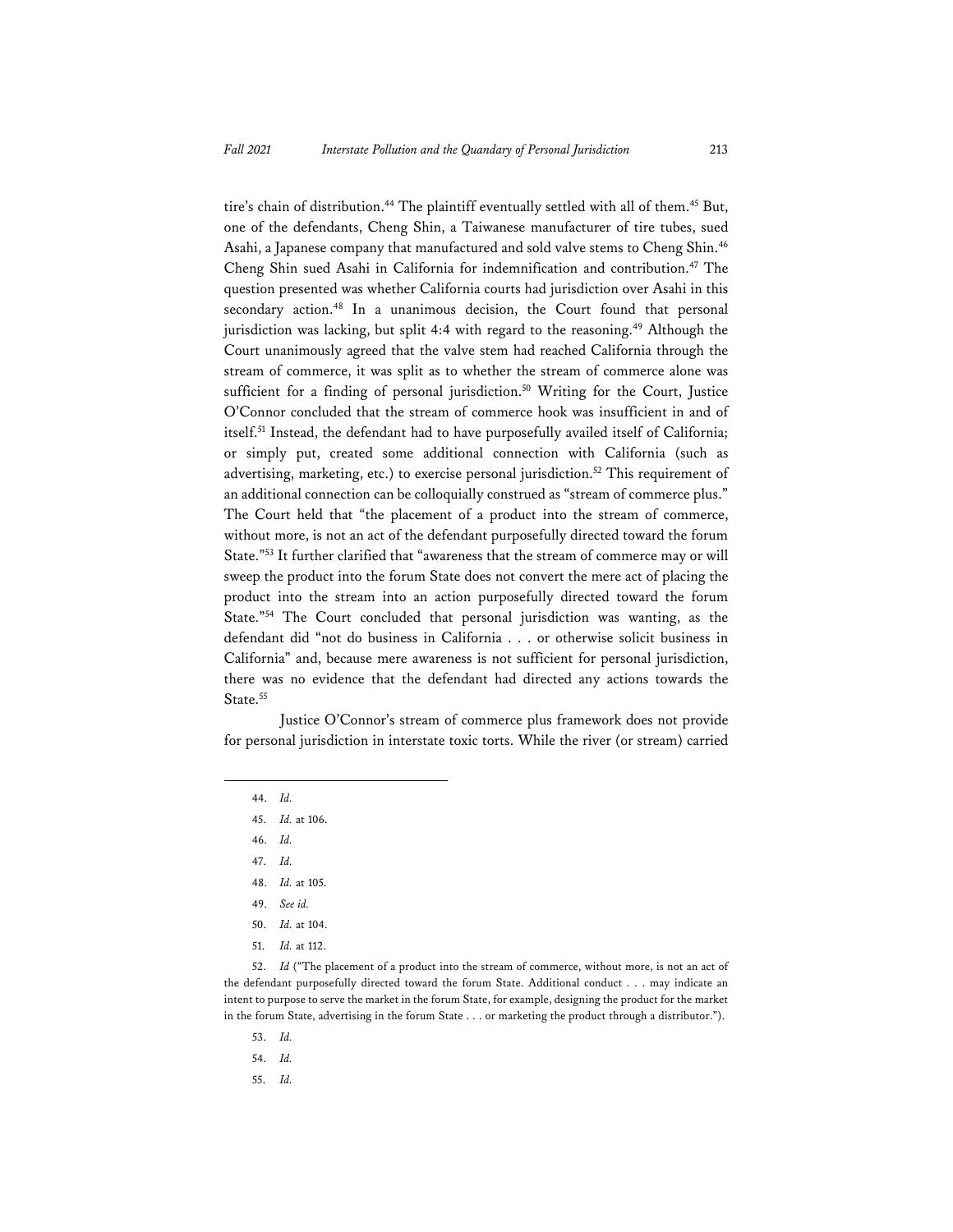tire's chain of distribution.[44] The plaintiff eventually settled with all of them.[45] But, one of the defendants, Cheng Shin, a Taiwanese manufacturer of tire tubes, sued Asahi, a Japanese company that manufactured and sold valve stems to Cheng Shin.[46] Cheng Shin sued Asahi in California for indemnification and contribution.[47] The question presented was whether California courts had jurisdiction over Asahi in this secondary action.[48] In a unanimous decision, the Court found that personal jurisdiction was lacking, but split 4:4 with regard to the reasoning.[49] Although the Court unanimously agreed that the valve stem had reached California through the stream of commerce, it was split as to whether the stream of commerce alone was sufficient for a finding of personal jurisdiction.[50] Writing for the Court, Justice O'Connor concluded that the stream of commerce hook was insufficient in and of itself.[51] Instead, the defendant had to have purposefully availed itself of California; or simply put, created some additional connection with California (such as advertising, marketing, etc.) to exercise personal jurisdiction.[52] This requirement of an additional connection can be colloquially construed as "stream of commerce plus." The Court held that "the placement of a product into the stream of commerce, without more, is not an act of the defendant purposefully directed toward the forum State."[53] It further clarified that "awareness that the stream of commerce may or will sweep the product into the forum State does not convert the mere act of placing the product into the stream into an action purposefully directed toward the forum State."[54] The Court concluded that personal jurisdiction was wanting, as the defendant did "not do business in California . . . or otherwise solicit business in California" and, because mere awareness is not sufficient for personal jurisdiction, there was no evidence that the defendant had directed any actions towards the State.[55]

Justice O'Connor's stream of commerce plus framework does not provide for personal jurisdiction in interstate toxic torts. While the river (or stream) carried

---

44. *Id.*

45. *Id.* at 106.

46. *Id.*

47. *Id.*

48. *Id.* at 105.

49. *See id.*

50. *Id.* at 104.

51. *Id.* at 112.

52. *Id* ("The placement of a product into the stream of commerce, without more, is not an act of the defendant purposefully directed toward the forum State. Additional conduct . . . may indicate an intent to purpose to serve the market in the forum State, for example, designing the product for the market in the forum State, advertising in the forum State . . . or marketing the product through a distributor.").

53. *Id.*

54. *Id.*

55. *Id.*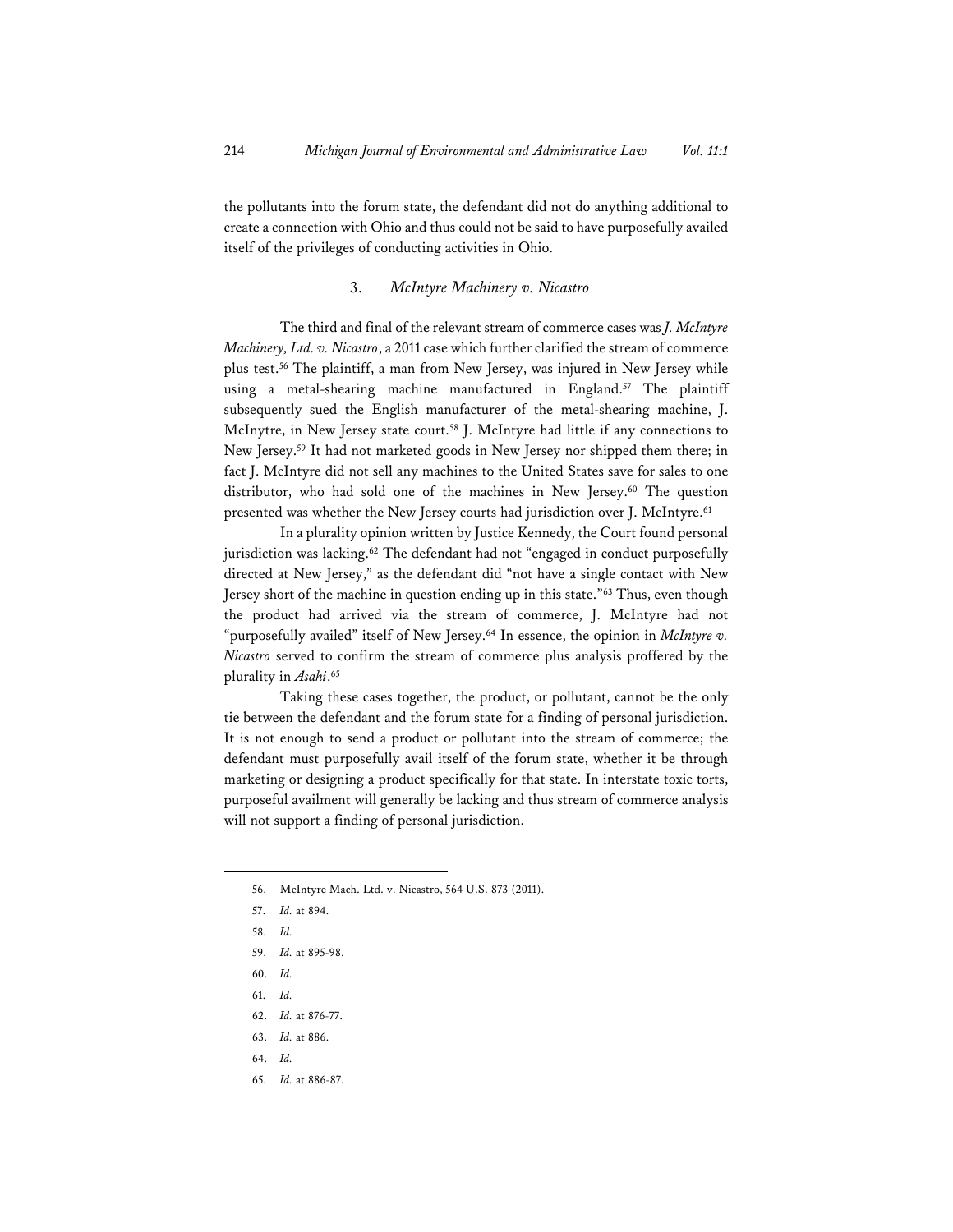the pollutants into the forum state, the defendant did not do anything additional to create a connection with Ohio and thus could not be said to have purposefully availed itself of the privileges of conducting activities in Ohio.

### 3. *McIntyre Machinery v. Nicastro*

The third and final of the relevant stream of commerce cases was *J. McIntyre Machinery, Ltd. v. Nicastro*, a 2011 case which further clarified the stream of commerce plus test.[56] The plaintiff, a man from New Jersey, was injured in New Jersey while using a metal-shearing machine manufactured in England.[57] The plaintiff subsequently sued the English manufacturer of the metal-shearing machine, J. McInytre, in New Jersey state court.[58] J. McIntyre had little if any connections to New Jersey.[59] It had not marketed goods in New Jersey nor shipped them there; in fact J. McIntyre did not sell any machines to the United States save for sales to one distributor, who had sold one of the machines in New Jersey.[60] The question presented was whether the New Jersey courts had jurisdiction over J. McIntyre.[61]

In a plurality opinion written by Justice Kennedy, the Court found personal jurisdiction was lacking.[62] The defendant had not "engaged in conduct purposefully directed at New Jersey," as the defendant did "not have a single contact with New Jersey short of the machine in question ending up in this state."[63] Thus, even though the product had arrived via the stream of commerce, J. McIntyre had not "purposefully availed" itself of New Jersey.[64] In essence, the opinion in *McIntyre v. Nicastro* served to confirm the stream of commerce plus analysis proffered by the plurality in *Asahi*.[65]

Taking these cases together, the product, or pollutant, cannot be the only tie between the defendant and the forum state for a finding of personal jurisdiction. It is not enough to send a product or pollutant into the stream of commerce; the defendant must purposefully avail itself of the forum state, whether it be through marketing or designing a product specifically for that state. In interstate toxic torts, purposeful availment will generally be lacking and thus stream of commerce analysis will not support a finding of personal jurisdiction.

---

56. McIntyre Mach. Ltd. v. Nicastro, 564 U.S. 873 (2011).
57. *Id.* at 894.
58. *Id.*
59. *Id.* at 895-98.
60. *Id.*
61. *Id.*
62. *Id.* at 876-77.
63. *Id.* at 886.
64. *Id.*
65. *Id.* at 886-87.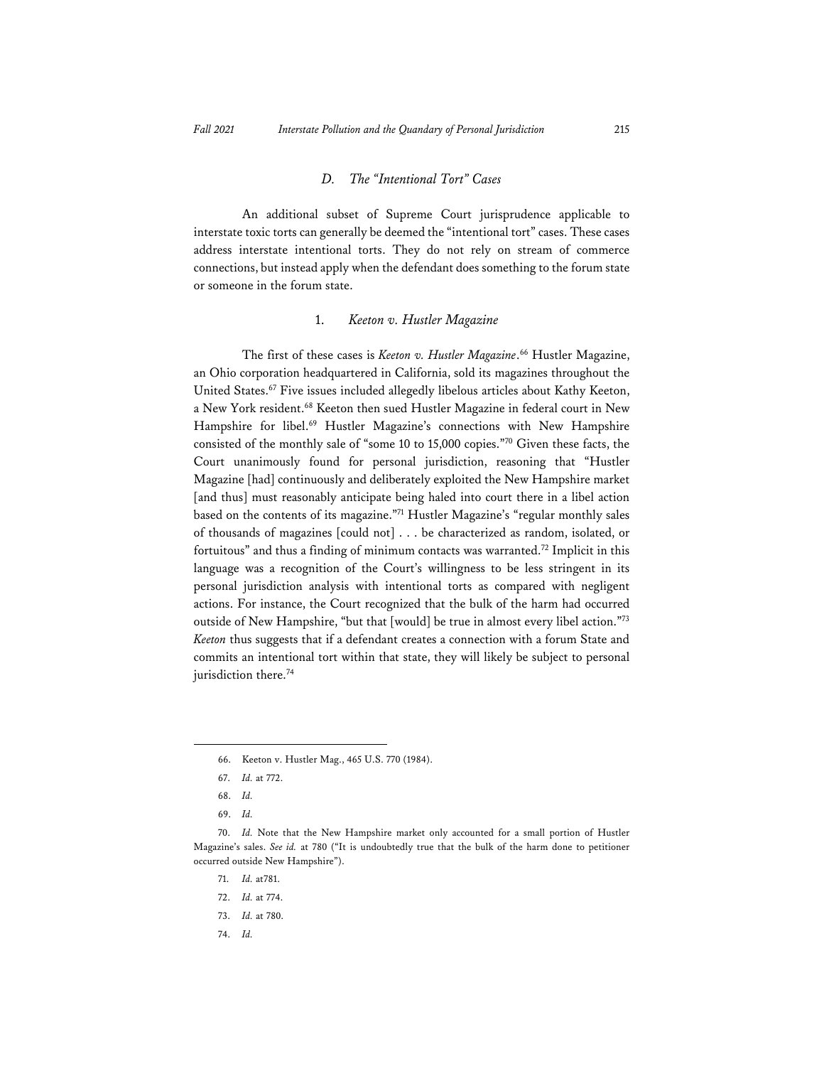### D. *The "Intentional Tort" Cases*

An additional subset of Supreme Court jurisprudence applicable to interstate toxic torts can generally be deemed the "intentional tort" cases. These cases address interstate intentional torts. They do not rely on stream of commerce connections, but instead apply when the defendant does something to the forum state or someone in the forum state.

#### 1. *Keeton v. Hustler Magazine*

The first of these cases is *Keeton v. Hustler Magazine*.[66] Hustler Magazine, an Ohio corporation headquartered in California, sold its magazines throughout the United States.[67] Five issues included allegedly libelous articles about Kathy Keeton, a New York resident.[68] Keeton then sued Hustler Magazine in federal court in New Hampshire for libel.[69] Hustler Magazine's connections with New Hampshire consisted of the monthly sale of "some 10 to 15,000 copies."[70] Given these facts, the Court unanimously found for personal jurisdiction, reasoning that "Hustler Magazine [had] continuously and deliberately exploited the New Hampshire market [and thus] must reasonably anticipate being haled into court there in a libel action based on the contents of its magazine."[71] Hustler Magazine's "regular monthly sales of thousands of magazines [could not] . . . be characterized as random, isolated, or fortuitous" and thus a finding of minimum contacts was warranted.[72] Implicit in this language was a recognition of the Court's willingness to be less stringent in its personal jurisdiction analysis with intentional torts as compared with negligent actions. For instance, the Court recognized that the bulk of the harm had occurred outside of New Hampshire, "but that [would] be true in almost every libel action."[73] *Keeton* thus suggests that if a defendant creates a connection with a forum State and commits an intentional tort within that state, they will likely be subject to personal jurisdiction there.[74]

---

66. Keeton v. Hustler Mag., 465 U.S. 770 (1984).

67. *Id.* at 772.

68. *Id.*

69. *Id.*

70. *Id.* Note that the New Hampshire market only accounted for a small portion of Hustler Magazine's sales. *See id.* at 780 ("It is undoubtedly true that the bulk of the harm done to petitioner occurred outside New Hampshire").

71. *Id.* at781.

72. *Id.* at 774.

73. *Id.* at 780.

74. *Id.*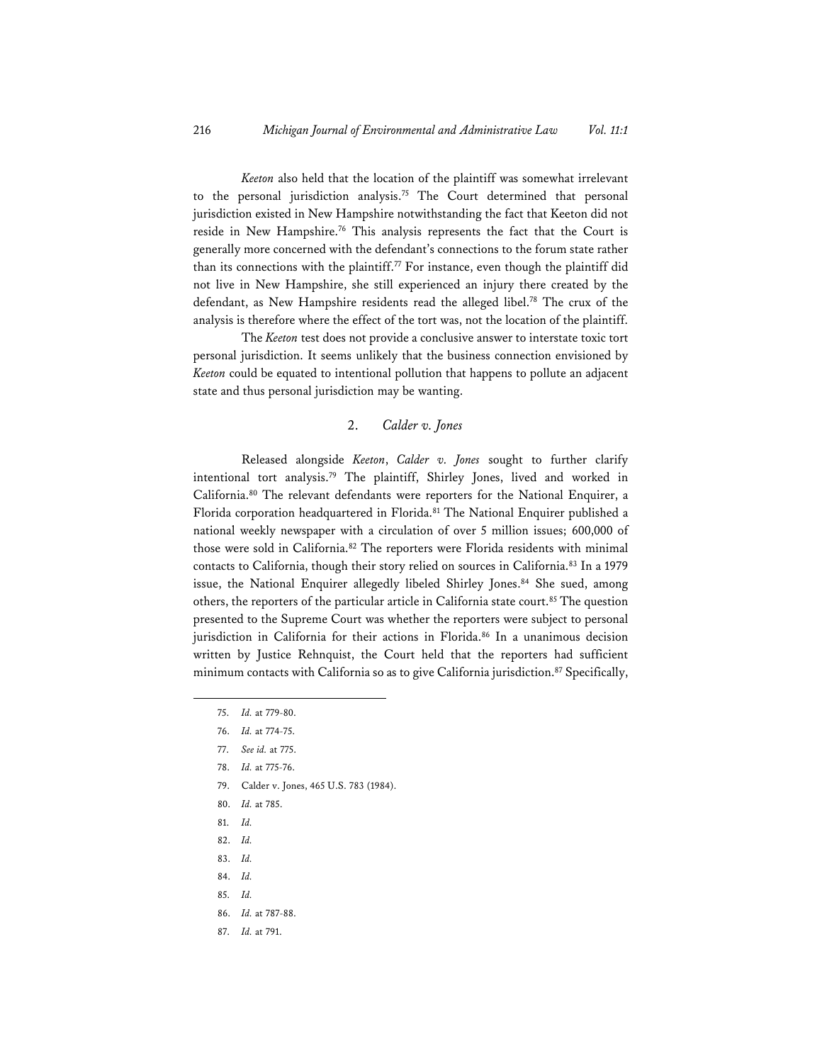*Keeton* also held that the location of the plaintiff was somewhat irrelevant to the personal jurisdiction analysis.[75] The Court determined that personal jurisdiction existed in New Hampshire notwithstanding the fact that Keeton did not reside in New Hampshire.[76] This analysis represents the fact that the Court is generally more concerned with the defendant's connections to the forum state rather than its connections with the plaintiff.[77] For instance, even though the plaintiff did not live in New Hampshire, she still experienced an injury there created by the defendant, as New Hampshire residents read the alleged libel.[78] The crux of the analysis is therefore where the effect of the tort was, not the location of the plaintiff.

The *Keeton* test does not provide a conclusive answer to interstate toxic tort personal jurisdiction. It seems unlikely that the business connection envisioned by *Keeton* could be equated to intentional pollution that happens to pollute an adjacent state and thus personal jurisdiction may be wanting.

### 2. *Calder v. Jones*

Released alongside *Keeton*, *Calder v. Jones* sought to further clarify intentional tort analysis.[79] The plaintiff, Shirley Jones, lived and worked in California.[80] The relevant defendants were reporters for the National Enquirer, a Florida corporation headquartered in Florida.[81] The National Enquirer published a national weekly newspaper with a circulation of over 5 million issues; 600,000 of those were sold in California.[82] The reporters were Florida residents with minimal contacts to California, though their story relied on sources in California.[83] In a 1979 issue, the National Enquirer allegedly libeled Shirley Jones.[84] She sued, among others, the reporters of the particular article in California state court.[85] The question presented to the Supreme Court was whether the reporters were subject to personal jurisdiction in California for their actions in Florida.[86] In a unanimous decision written by Justice Rehnquist, the Court held that the reporters had sufficient minimum contacts with California so as to give California jurisdiction.[87] Specifically,

75. *Id.* at 779-80.

76. *Id.* at 774-75.

77. *See id.* at 775.

78. *Id.* at 775-76.

79. Calder v. Jones, 465 U.S. 783 (1984).

80. *Id.* at 785.

81. *Id.*

82. *Id.*

83. *Id.*

84. *Id.*

85. *Id.*

86. *Id.* at 787-88.

87. *Id.* at 791.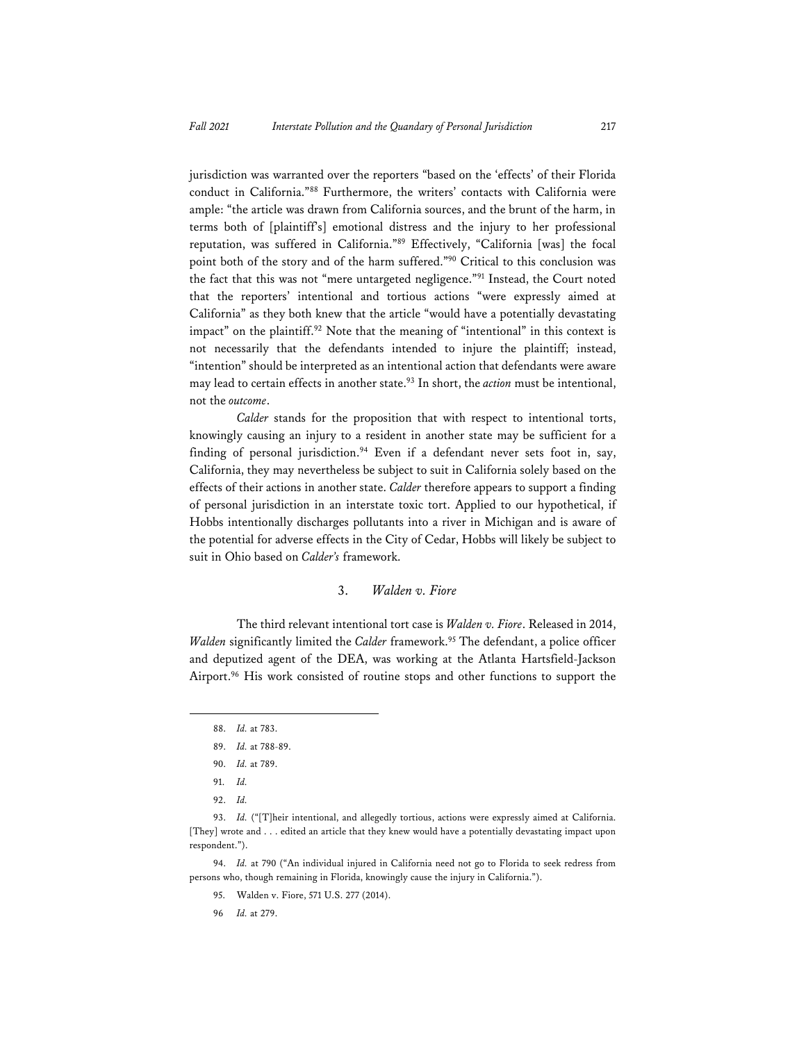jurisdiction was warranted over the reporters "based on the 'effects' of their Florida conduct in California."[88] Furthermore, the writers' contacts with California were ample: "the article was drawn from California sources, and the brunt of the harm, in terms both of [plaintiff's] emotional distress and the injury to her professional reputation, was suffered in California."[89] Effectively, "California [was] the focal point both of the story and of the harm suffered."[90] Critical to this conclusion was the fact that this was not "mere untargeted negligence."[91] Instead, the Court noted that the reporters' intentional and tortious actions "were expressly aimed at California" as they both knew that the article "would have a potentially devastating impact" on the plaintiff.[92] Note that the meaning of "intentional" in this context is not necessarily that the defendants intended to injure the plaintiff; instead, "intention" should be interpreted as an intentional action that defendants were aware may lead to certain effects in another state.[93] In short, the *action* must be intentional, not the *outcome*.

*Calder* stands for the proposition that with respect to intentional torts, knowingly causing an injury to a resident in another state may be sufficient for a finding of personal jurisdiction.[94] Even if a defendant never sets foot in, say, California, they may nevertheless be subject to suit in California solely based on the effects of their actions in another state. *Calder* therefore appears to support a finding of personal jurisdiction in an interstate toxic tort. Applied to our hypothetical, if Hobbs intentionally discharges pollutants into a river in Michigan and is aware of the potential for adverse effects in the City of Cedar, Hobbs will likely be subject to suit in Ohio based on *Calder's* framework.

### 3. *Walden v. Fiore*

The third relevant intentional tort case is *Walden v. Fiore*. Released in 2014, *Walden* significantly limited the *Calder* framework.[95] The defendant, a police officer and deputized agent of the DEA, was working at the Atlanta Hartsfield-Jackson Airport.[96] His work consisted of routine stops and other functions to support the

---

88. *Id.* at 783.

89. *Id.* at 788-89.

90. *Id.* at 789.

91. *Id.*

92. *Id.*

93. *Id.* ("[T]heir intentional, and allegedly tortious, actions were expressly aimed at California. [They] wrote and . . . edited an article that they knew would have a potentially devastating impact upon respondent.").

94. *Id.* at 790 ("An individual injured in California need not go to Florida to seek redress from persons who, though remaining in Florida, knowingly cause the injury in California.").

95. Walden v. Fiore, 571 U.S. 277 (2014).

96 *Id.* at 279.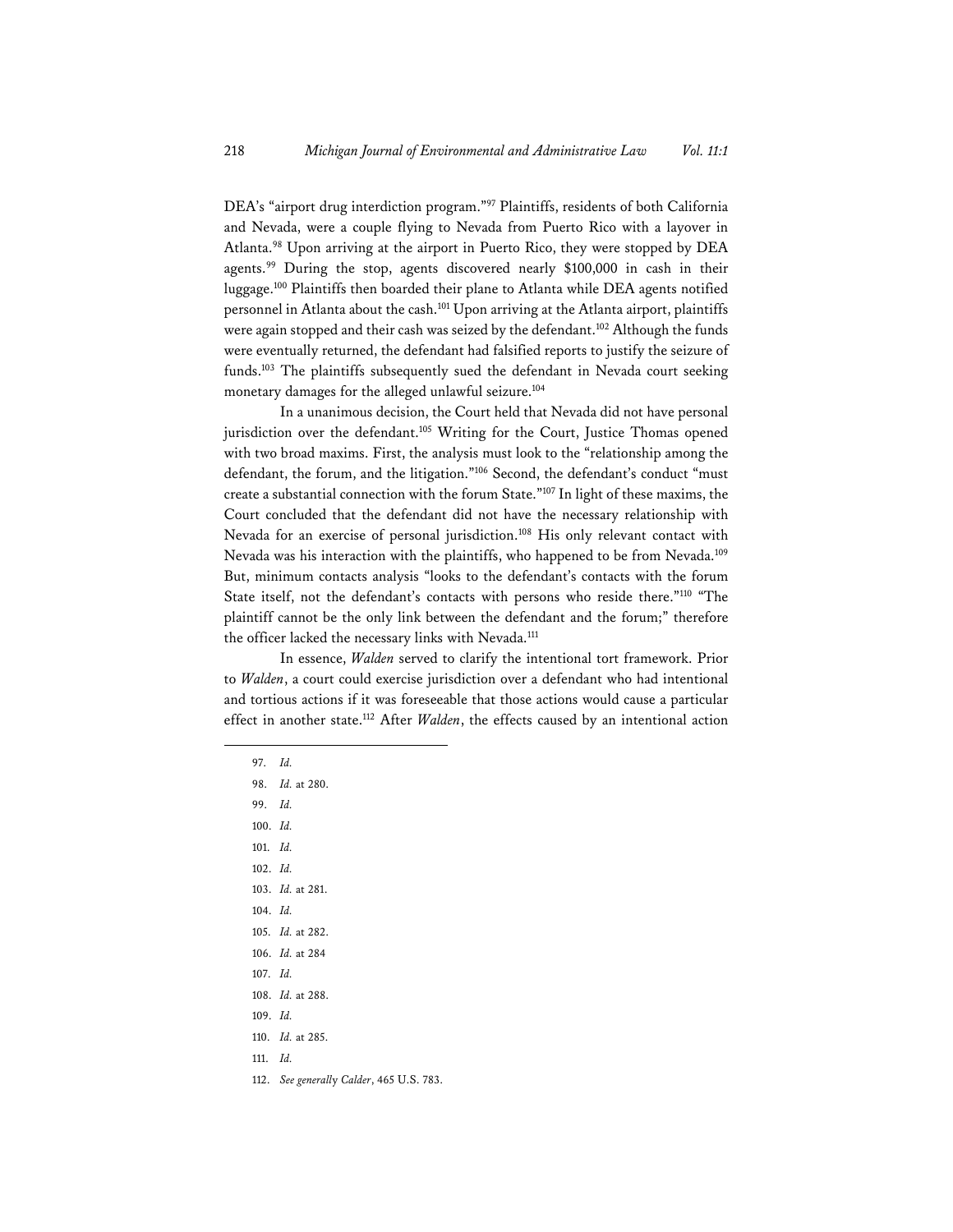DEA's "airport drug interdiction program."[97] Plaintiffs, residents of both California and Nevada, were a couple flying to Nevada from Puerto Rico with a layover in Atlanta.[98] Upon arriving at the airport in Puerto Rico, they were stopped by DEA agents.[99] During the stop, agents discovered nearly $100,000 in cash in their luggage.[100] Plaintiffs then boarded their plane to Atlanta while DEA agents notified personnel in Atlanta about the cash.[101] Upon arriving at the Atlanta airport, plaintiffs were again stopped and their cash was seized by the defendant.[102] Although the funds were eventually returned, the defendant had falsified reports to justify the seizure of funds.[103] The plaintiffs subsequently sued the defendant in Nevada court seeking monetary damages for the alleged unlawful seizure.[104]

In a unanimous decision, the Court held that Nevada did not have personal jurisdiction over the defendant.[105] Writing for the Court, Justice Thomas opened with two broad maxims. First, the analysis must look to the "relationship among the defendant, the forum, and the litigation."[106] Second, the defendant's conduct "must create a substantial connection with the forum State."[107] In light of these maxims, the Court concluded that the defendant did not have the necessary relationship with Nevada for an exercise of personal jurisdiction.[108] His only relevant contact with Nevada was his interaction with the plaintiffs, who happened to be from Nevada.[109] But, minimum contacts analysis "looks to the defendant's contacts with the forum State itself, not the defendant's contacts with persons who reside there."[110] "The plaintiff cannot be the only link between the defendant and the forum;" therefore the officer lacked the necessary links with Nevada.[111]

In essence, *Walden* served to clarify the intentional tort framework. Prior to *Walden*, a court could exercise jurisdiction over a defendant who had intentional and tortious actions if it was foreseeable that those actions would cause a particular effect in another state.[112] After *Walden*, the effects caused by an intentional action

---

97. *Id.*
98. *Id.* at 280.
99. *Id.*
100. *Id.*
101. *Id.*
102. *Id.*
103. *Id.* at 281.
104. *Id.*
105. *Id.* at 282.
106. *Id.* at 284
107. *Id.*
108. *Id.* at 288.
109. *Id.*
110. *Id.* at 285.
111. *Id.*
112. *See generally Calder*, 465 U.S. 783.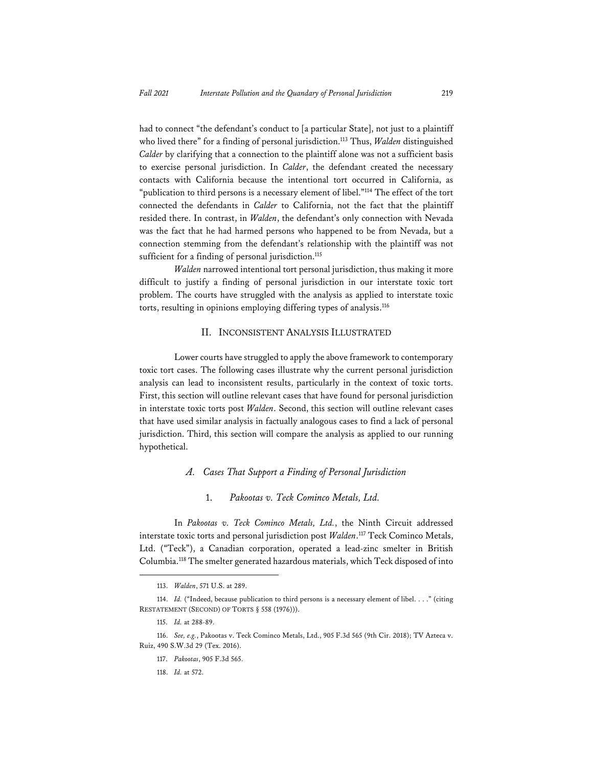had to connect "the defendant's conduct to [a particular State], not just to a plaintiff who lived there" for a finding of personal jurisdiction.[113] Thus, *Walden* distinguished *Calder* by clarifying that a connection to the plaintiff alone was not a sufficient basis to exercise personal jurisdiction. In *Calder*, the defendant created the necessary contacts with California because the intentional tort occurred in California, as "publication to third persons is a necessary element of libel."[114] The effect of the tort connected the defendants in *Calder* to California, not the fact that the plaintiff resided there. In contrast, in *Walden*, the defendant's only connection with Nevada was the fact that he had harmed persons who happened to be from Nevada, but a connection stemming from the defendant's relationship with the plaintiff was not sufficient for a finding of personal jurisdiction.[115]

*Walden* narrowed intentional tort personal jurisdiction, thus making it more difficult to justify a finding of personal jurisdiction in our interstate toxic tort problem. The courts have struggled with the analysis as applied to interstate toxic torts, resulting in opinions employing differing types of analysis.[116]

## II. INCONSISTENT ANALYSIS ILLUSTRATED

Lower courts have struggled to apply the above framework to contemporary toxic tort cases. The following cases illustrate why the current personal jurisdiction analysis can lead to inconsistent results, particularly in the context of toxic torts. First, this section will outline relevant cases that have found for personal jurisdiction in interstate toxic torts post *Walden*. Second, this section will outline relevant cases that have used similar analysis in factually analogous cases to find a lack of personal jurisdiction. Third, this section will compare the analysis as applied to our running hypothetical.

### *A. Cases That Support a Finding of Personal Jurisdiction*

#### 1. *Pakootas v. Teck Cominco Metals, Ltd.*

In *Pakootas v. Teck Cominco Metals, Ltd.*, the Ninth Circuit addressed interstate toxic torts and personal jurisdiction post *Walden*.[117] Teck Cominco Metals, Ltd. ("Teck"), a Canadian corporation, operated a lead-zinc smelter in British Columbia.[118] The smelter generated hazardous materials, which Teck disposed of into

---

113. *Walden*, 571 U.S. at 289.

114. *Id.* ("Indeed, because publication to third persons is a necessary element of libel. . . ." (citing RESTATEMENT (SECOND) OF TORTS § 558 (1976))).

115. *Id.* at 288-89.

116. *See, e.g.*, Pakootas v. Teck Cominco Metals, Ltd., 905 F.3d 565 (9th Cir. 2018); TV Azteca v. Ruiz, 490 S.W.3d 29 (Tex. 2016).

117. *Pakootas*, 905 F.3d 565.

118. *Id.* at 572.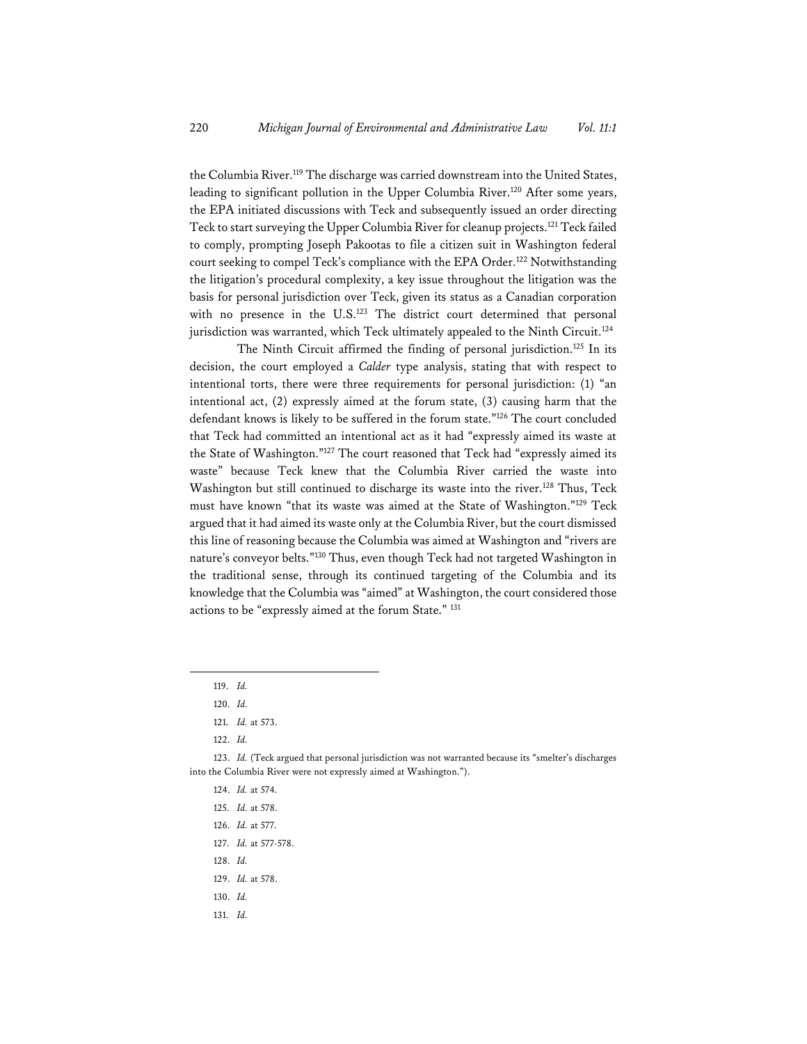the Columbia River.[119] The discharge was carried downstream into the United States, leading to significant pollution in the Upper Columbia River.[120] After some years, the EPA initiated discussions with Teck and subsequently issued an order directing Teck to start surveying the Upper Columbia River for cleanup projects.[121] Teck failed to comply, prompting Joseph Pakootas to file a citizen suit in Washington federal court seeking to compel Teck's compliance with the EPA Order.[122] Notwithstanding the litigation's procedural complexity, a key issue throughout the litigation was the basis for personal jurisdiction over Teck, given its status as a Canadian corporation with no presence in the U.S.[123] The district court determined that personal jurisdiction was warranted, which Teck ultimately appealed to the Ninth Circuit.[124]

The Ninth Circuit affirmed the finding of personal jurisdiction.[125] In its decision, the court employed a *Calder* type analysis, stating that with respect to intentional torts, there were three requirements for personal jurisdiction: (1) "an intentional act, (2) expressly aimed at the forum state, (3) causing harm that the defendant knows is likely to be suffered in the forum state."[126] The court concluded that Teck had committed an intentional act as it had "expressly aimed its waste at the State of Washington."[127] The court reasoned that Teck had "expressly aimed its waste" because Teck knew that the Columbia River carried the waste into Washington but still continued to discharge its waste into the river.[128] Thus, Teck must have known "that its waste was aimed at the State of Washington."[129] Teck argued that it had aimed its waste only at the Columbia River, but the court dismissed this line of reasoning because the Columbia was aimed at Washington and "rivers are nature's conveyor belts."[130] Thus, even though Teck had not targeted Washington in the traditional sense, through its continued targeting of the Columbia and its knowledge that the Columbia was "aimed" at Washington, the court considered those actions to be "expressly aimed at the forum State." [131]

---

119. *Id.*

120. *Id.*

121. *Id.* at 573.

122. *Id.*

123. *Id.* (Teck argued that personal jurisdiction was not warranted because its "smelter's discharges into the Columbia River were not expressly aimed at Washington.").

124. *Id.* at 574.

125. *Id.* at 578.

126. *Id.* at 577.

127. *Id.* at 577-578.

128. *Id.*

129. *Id.* at 578.

130. *Id.*

131. *Id.*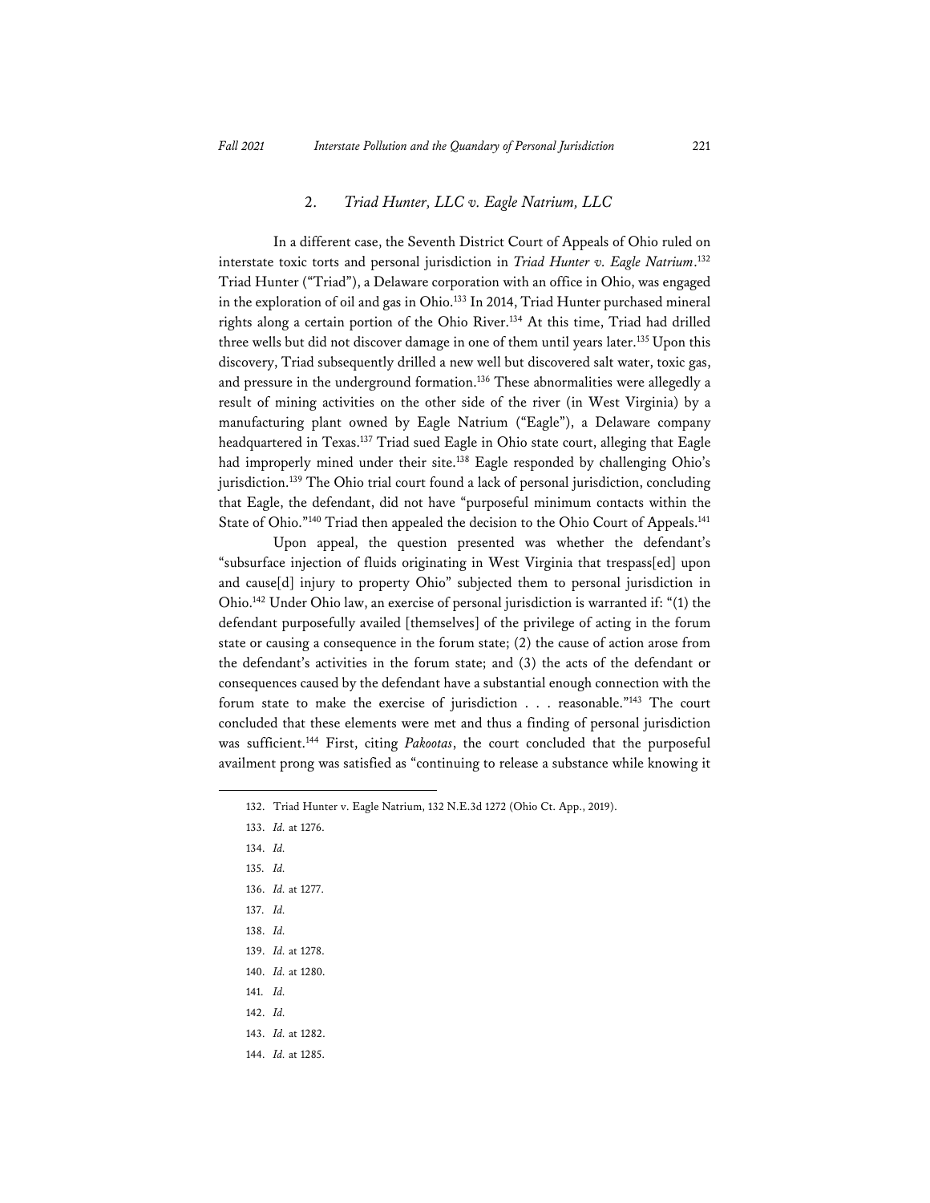### 2. *Triad Hunter, LLC v. Eagle Natrium, LLC*

In a different case, the Seventh District Court of Appeals of Ohio ruled on interstate toxic torts and personal jurisdiction in *Triad Hunter v. Eagle Natrium*.[132] Triad Hunter ("Triad"), a Delaware corporation with an office in Ohio, was engaged in the exploration of oil and gas in Ohio.[133] In 2014, Triad Hunter purchased mineral rights along a certain portion of the Ohio River.[134] At this time, Triad had drilled three wells but did not discover damage in one of them until years later.[135] Upon this discovery, Triad subsequently drilled a new well but discovered salt water, toxic gas, and pressure in the underground formation.[136] These abnormalities were allegedly a result of mining activities on the other side of the river (in West Virginia) by a manufacturing plant owned by Eagle Natrium ("Eagle"), a Delaware company headquartered in Texas.[137] Triad sued Eagle in Ohio state court, alleging that Eagle had improperly mined under their site.[138] Eagle responded by challenging Ohio's jurisdiction.[139] The Ohio trial court found a lack of personal jurisdiction, concluding that Eagle, the defendant, did not have "purposeful minimum contacts within the State of Ohio."[140] Triad then appealed the decision to the Ohio Court of Appeals.[141]

Upon appeal, the question presented was whether the defendant's "subsurface injection of fluids originating in West Virginia that trespass[ed] upon and cause[d] injury to property Ohio" subjected them to personal jurisdiction in Ohio.[142] Under Ohio law, an exercise of personal jurisdiction is warranted if: "(1) the defendant purposefully availed [themselves] of the privilege of acting in the forum state or causing a consequence in the forum state; (2) the cause of action arose from the defendant's activities in the forum state; and (3) the acts of the defendant or consequences caused by the defendant have a substantial enough connection with the forum state to make the exercise of jurisdiction . . . reasonable."[143] The court concluded that these elements were met and thus a finding of personal jurisdiction was sufficient.[144] First, citing *Pakootas*, the court concluded that the purposeful availment prong was satisfied as "continuing to release a substance while knowing it

---

132. Triad Hunter v. Eagle Natrium, 132 N.E.3d 1272 (Ohio Ct. App., 2019).

133. *Id.* at 1276.

134. *Id.*

135. *Id.*

136. *Id.* at 1277.

137. *Id.*

138. *Id.*

139. *Id.* at 1278.

140. *Id.* at 1280.

141. *Id.*

142. *Id.*

143. *Id.* at 1282.

144. *Id.* at 1285.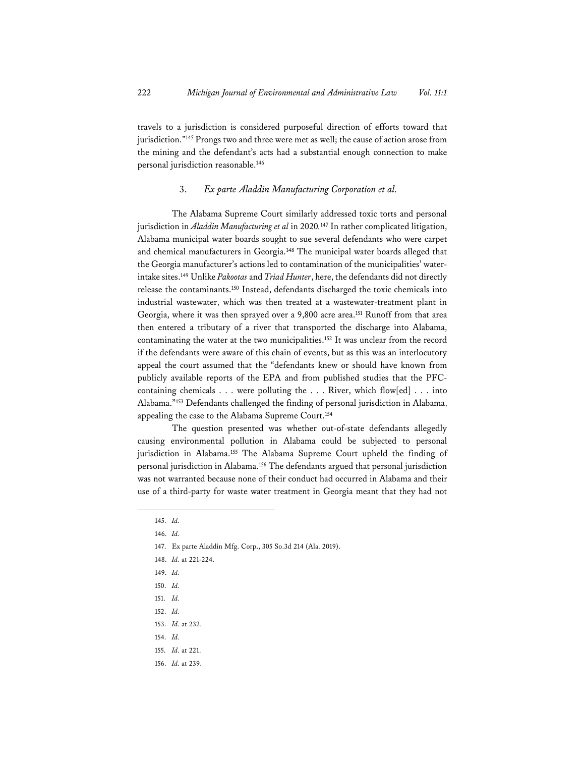travels to a jurisdiction is considered purposeful direction of efforts toward that jurisdiction."[145] Prongs two and three were met as well; the cause of action arose from the mining and the defendant's acts had a substantial enough connection to make personal jurisdiction reasonable.[146]

### 3. *Ex parte Aladdin Manufacturing Corporation et al.*

The Alabama Supreme Court similarly addressed toxic torts and personal jurisdiction in *Aladdin Manufacturing et al* in 2020.[147] In rather complicated litigation, Alabama municipal water boards sought to sue several defendants who were carpet and chemical manufacturers in Georgia.[148] The municipal water boards alleged that the Georgia manufacturer's actions led to contamination of the municipalities' water-intake sites.[149] Unlike *Pakootas* and *Triad Hunter*, here, the defendants did not directly release the contaminants.[150] Instead, defendants discharged the toxic chemicals into industrial wastewater, which was then treated at a wastewater-treatment plant in Georgia, where it was then sprayed over a 9,800 acre area.[151] Runoff from that area then entered a tributary of a river that transported the discharge into Alabama, contaminating the water at the two municipalities.[152] It was unclear from the record if the defendants were aware of this chain of events, but as this was an interlocutory appeal the court assumed that the "defendants knew or should have known from publicly available reports of the EPA and from published studies that the PFC-containing chemicals . . . were polluting the . . . River, which flow[ed] . . . into Alabama."[153] Defendants challenged the finding of personal jurisdiction in Alabama, appealing the case to the Alabama Supreme Court.[154]

The question presented was whether out-of-state defendants allegedly causing environmental pollution in Alabama could be subjected to personal jurisdiction in Alabama.[155] The Alabama Supreme Court upheld the finding of personal jurisdiction in Alabama.[156] The defendants argued that personal jurisdiction was not warranted because none of their conduct had occurred in Alabama and their use of a third-party for waste water treatment in Georgia meant that they had not

---

145. *Id.*

146. *Id.*

147. Ex parte Aladdin Mfg. Corp., 305 So.3d 214 (Ala. 2019).

148. *Id.* at 221-224.

149. *Id.*

150. *Id.*

151. *Id.*

152. *Id.*

153. *Id.* at 232.

154. *Id.*

155. *Id.* at 221.

156. *Id.* at 239.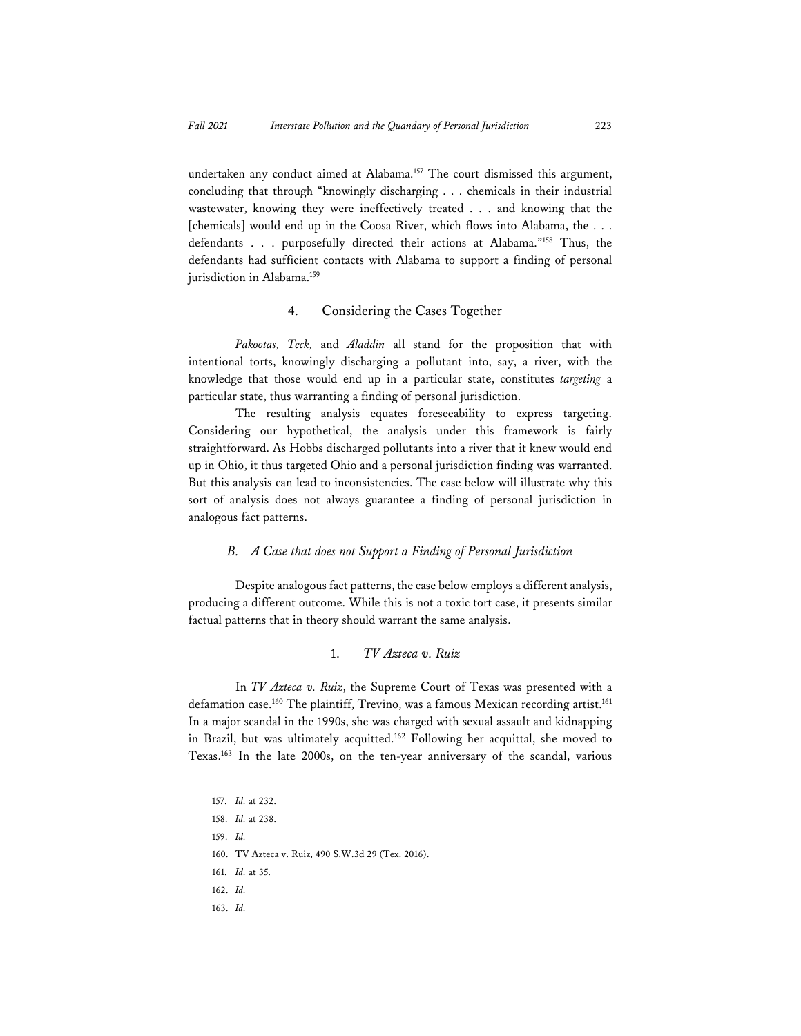undertaken any conduct aimed at Alabama.[157] The court dismissed this argument, concluding that through "knowingly discharging . . . chemicals in their industrial wastewater, knowing they were ineffectively treated . . . and knowing that the [chemicals] would end up in the Coosa River, which flows into Alabama, the . . . defendants . . . purposefully directed their actions at Alabama."[158] Thus, the defendants had sufficient contacts with Alabama to support a finding of personal jurisdiction in Alabama.[159]

#### 4. Considering the Cases Together

*Pakootas, Teck,* and *Aladdin* all stand for the proposition that with intentional torts, knowingly discharging a pollutant into, say, a river, with the knowledge that those would end up in a particular state, constitutes *targeting* a particular state, thus warranting a finding of personal jurisdiction.

The resulting analysis equates foreseeability to express targeting. Considering our hypothetical, the analysis under this framework is fairly straightforward. As Hobbs discharged pollutants into a river that it knew would end up in Ohio, it thus targeted Ohio and a personal jurisdiction finding was warranted. But this analysis can lead to inconsistencies. The case below will illustrate why this sort of analysis does not always guarantee a finding of personal jurisdiction in analogous fact patterns.

### *B. A Case that does not Support a Finding of Personal Jurisdiction*

Despite analogous fact patterns, the case below employs a different analysis, producing a different outcome. While this is not a toxic tort case, it presents similar factual patterns that in theory should warrant the same analysis.

#### 1. *TV Azteca v. Ruiz*

In *TV Azteca v. Ruiz*, the Supreme Court of Texas was presented with a defamation case.[160] The plaintiff, Trevino, was a famous Mexican recording artist.[161] In a major scandal in the 1990s, she was charged with sexual assault and kidnapping in Brazil, but was ultimately acquitted.[162] Following her acquittal, she moved to Texas.[163] In the late 2000s, on the ten-year anniversary of the scandal, various

---

157. *Id.* at 232.

158. *Id.* at 238.

159. *Id.*

160. TV Azteca v. Ruiz, 490 S.W.3d 29 (Tex. 2016).

161. *Id.* at 35.

162. *Id.*

163. *Id.*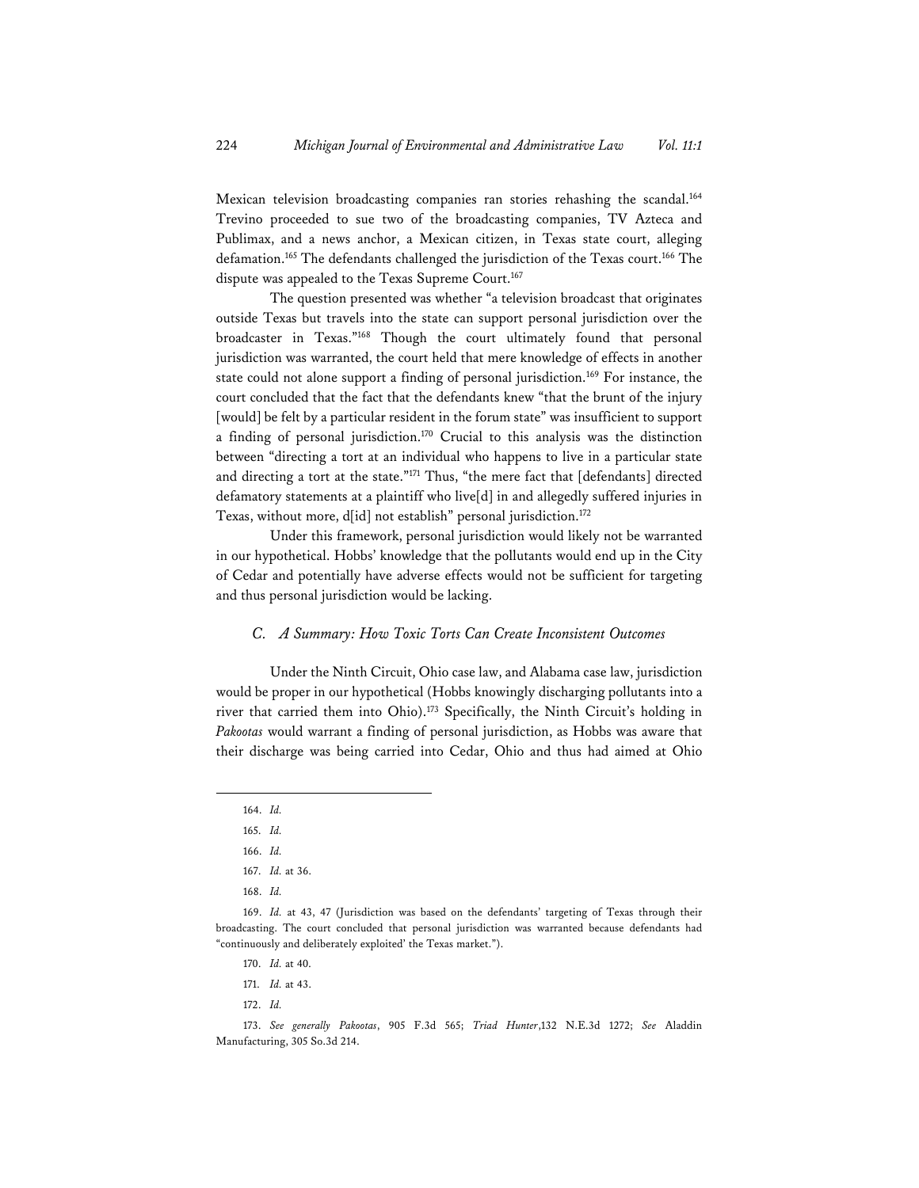Mexican television broadcasting companies ran stories rehashing the scandal.[164] Trevino proceeded to sue two of the broadcasting companies, TV Azteca and Publimax, and a news anchor, a Mexican citizen, in Texas state court, alleging defamation.[165] The defendants challenged the jurisdiction of the Texas court.[166] The dispute was appealed to the Texas Supreme Court.[167]

The question presented was whether "a television broadcast that originates outside Texas but travels into the state can support personal jurisdiction over the broadcaster in Texas."[168] Though the court ultimately found that personal jurisdiction was warranted, the court held that mere knowledge of effects in another state could not alone support a finding of personal jurisdiction.[169] For instance, the court concluded that the fact that the defendants knew "that the brunt of the injury [would] be felt by a particular resident in the forum state" was insufficient to support a finding of personal jurisdiction.[170] Crucial to this analysis was the distinction between "directing a tort at an individual who happens to live in a particular state and directing a tort at the state."[171] Thus, "the mere fact that [defendants] directed defamatory statements at a plaintiff who live[d] in and allegedly suffered injuries in Texas, without more, d[id] not establish" personal jurisdiction.[172]

Under this framework, personal jurisdiction would likely not be warranted in our hypothetical. Hobbs' knowledge that the pollutants would end up in the City of Cedar and potentially have adverse effects would not be sufficient for targeting and thus personal jurisdiction would be lacking.

### *C. A Summary: How Toxic Torts Can Create Inconsistent Outcomes*

Under the Ninth Circuit, Ohio case law, and Alabama case law, jurisdiction would be proper in our hypothetical (Hobbs knowingly discharging pollutants into a river that carried them into Ohio).[173] Specifically, the Ninth Circuit's holding in *Pakootas* would warrant a finding of personal jurisdiction, as Hobbs was aware that their discharge was being carried into Cedar, Ohio and thus had aimed at Ohio

---

164. *Id.*

165. *Id.*

166. *Id.*

167. *Id.* at 36.

168. *Id.*

169. *Id.* at 43, 47 (Jurisdiction was based on the defendants' targeting of Texas through their broadcasting. The court concluded that personal jurisdiction was warranted because defendants had "continuously and deliberately exploited' the Texas market.").

170. *Id.* at 40.

171. *Id.* at 43.

172. *Id.*

173. *See generally Pakootas*, 905 F.3d 565; *Triad Hunter*,132 N.E.3d 1272; *See* Aladdin Manufacturing, 305 So.3d 214.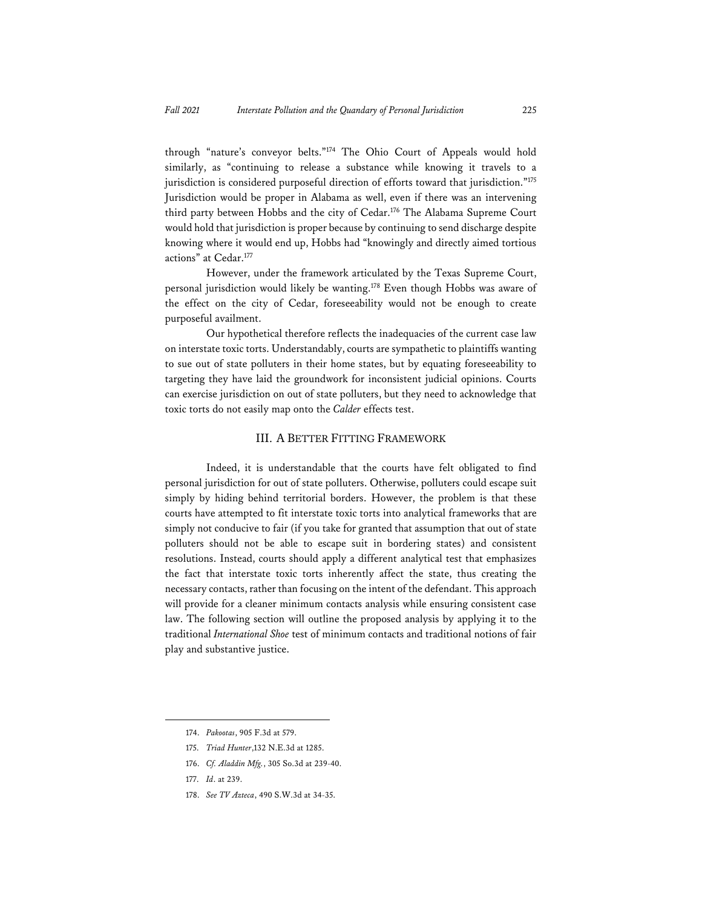through "nature's conveyor belts."[174] The Ohio Court of Appeals would hold similarly, as "continuing to release a substance while knowing it travels to a jurisdiction is considered purposeful direction of efforts toward that jurisdiction."[175] Jurisdiction would be proper in Alabama as well, even if there was an intervening third party between Hobbs and the city of Cedar.[176] The Alabama Supreme Court would hold that jurisdiction is proper because by continuing to send discharge despite knowing where it would end up, Hobbs had "knowingly and directly aimed tortious actions" at Cedar.[177]

However, under the framework articulated by the Texas Supreme Court, personal jurisdiction would likely be wanting.[178] Even though Hobbs was aware of the effect on the city of Cedar, foreseeability would not be enough to create purposeful availment.

Our hypothetical therefore reflects the inadequacies of the current case law on interstate toxic torts. Understandably, courts are sympathetic to plaintiffs wanting to sue out of state polluters in their home states, but by equating foreseeability to targeting they have laid the groundwork for inconsistent judicial opinions. Courts can exercise jurisdiction on out of state polluters, but they need to acknowledge that toxic torts do not easily map onto the *Calder* effects test.

## III. A Better Fitting Framework

Indeed, it is understandable that the courts have felt obligated to find personal jurisdiction for out of state polluters. Otherwise, polluters could escape suit simply by hiding behind territorial borders. However, the problem is that these courts have attempted to fit interstate toxic torts into analytical frameworks that are simply not conducive to fair (if you take for granted that assumption that out of state polluters should not be able to escape suit in bordering states) and consistent resolutions. Instead, courts should apply a different analytical test that emphasizes the fact that interstate toxic torts inherently affect the state, thus creating the necessary contacts, rather than focusing on the intent of the defendant. This approach will provide for a cleaner minimum contacts analysis while ensuring consistent case law. The following section will outline the proposed analysis by applying it to the traditional *International Shoe* test of minimum contacts and traditional notions of fair play and substantive justice.

---

174. *Pakootas*, 905 F.3d at 579.

175. *Triad Hunter*,132 N.E.3d at 1285.

176. *Cf. Aladdin Mfg.*, 305 So.3d at 239-40.

177. *Id*. at 239.

178. *See TV Azteca*, 490 S.W.3d at 34-35.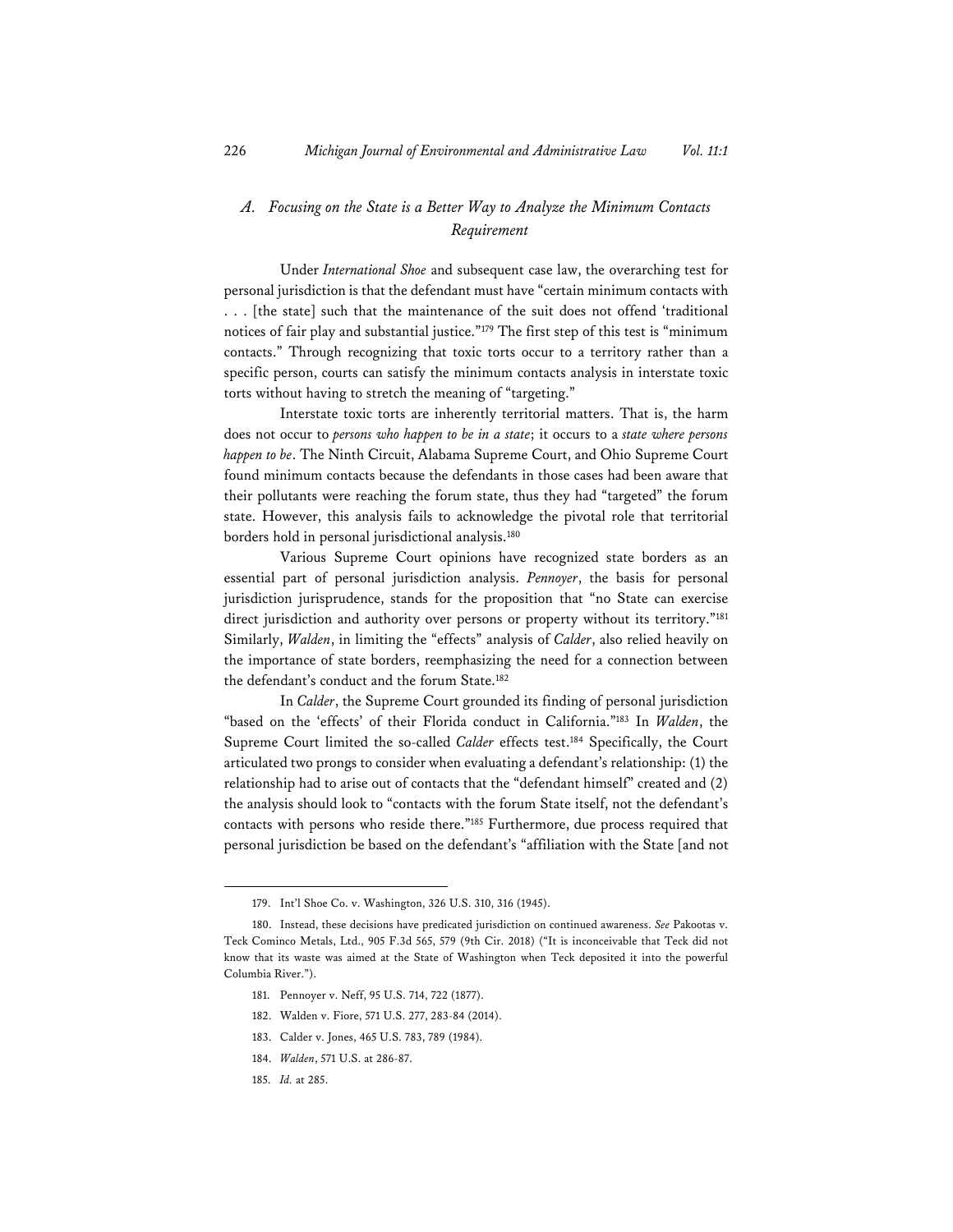### *A. Focusing on the State is a Better Way to Analyze the Minimum Contacts Requirement*

Under *International Shoe* and subsequent case law, the overarching test for personal jurisdiction is that the defendant must have "certain minimum contacts with . . . [the state] such that the maintenance of the suit does not offend 'traditional notices of fair play and substantial justice."[179] The first step of this test is "minimum contacts." Through recognizing that toxic torts occur to a territory rather than a specific person, courts can satisfy the minimum contacts analysis in interstate toxic torts without having to stretch the meaning of "targeting."

Interstate toxic torts are inherently territorial matters. That is, the harm does not occur to *persons who happen to be in a state*; it occurs to a *state where persons happen to be*. The Ninth Circuit, Alabama Supreme Court, and Ohio Supreme Court found minimum contacts because the defendants in those cases had been aware that their pollutants were reaching the forum state, thus they had "targeted" the forum state. However, this analysis fails to acknowledge the pivotal role that territorial borders hold in personal jurisdictional analysis.[180]

Various Supreme Court opinions have recognized state borders as an essential part of personal jurisdiction analysis. *Pennoyer*, the basis for personal jurisdiction jurisprudence, stands for the proposition that "no State can exercise direct jurisdiction and authority over persons or property without its territory."[181] Similarly, *Walden*, in limiting the "effects" analysis of *Calder*, also relied heavily on the importance of state borders, reemphasizing the need for a connection between the defendant's conduct and the forum State.[182]

In *Calder*, the Supreme Court grounded its finding of personal jurisdiction "based on the 'effects' of their Florida conduct in California."[183] In *Walden*, the Supreme Court limited the so-called *Calder* effects test.[184] Specifically, the Court articulated two prongs to consider when evaluating a defendant's relationship: (1) the relationship had to arise out of contacts that the "defendant himself" created and (2) the analysis should look to "contacts with the forum State itself, not the defendant's contacts with persons who reside there."[185] Furthermore, due process required that personal jurisdiction be based on the defendant's "affiliation with the State [and not

---

179. Int'l Shoe Co. v. Washington, 326 U.S. 310, 316 (1945).

180. Instead, these decisions have predicated jurisdiction on continued awareness. *See* Pakootas v. Teck Cominco Metals, Ltd., 905 F.3d 565, 579 (9th Cir. 2018) ("It is inconceivable that Teck did not know that its waste was aimed at the State of Washington when Teck deposited it into the powerful Columbia River.").

181. Pennoyer v. Neff, 95 U.S. 714, 722 (1877).

182. Walden v. Fiore, 571 U.S. 277, 283-84 (2014).

183. Calder v. Jones, 465 U.S. 783, 789 (1984).

184. *Walden*, 571 U.S. at 286-87.

185. *Id.* at 285.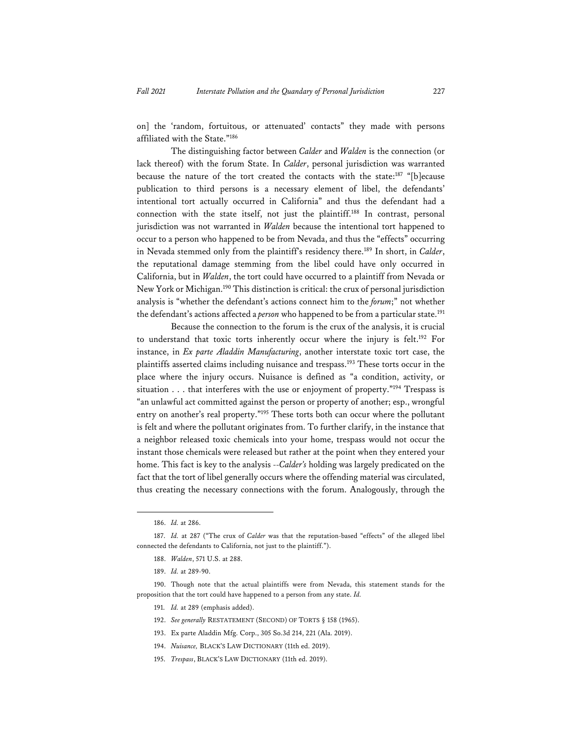on] the 'random, fortuitous, or attenuated' contacts" they made with persons affiliated with the State."[186]

The distinguishing factor between *Calder* and *Walden* is the connection (or lack thereof) with the forum State. In *Calder*, personal jurisdiction was warranted because the nature of the tort created the contacts with the state:[187] "[b]ecause publication to third persons is a necessary element of libel, the defendants' intentional tort actually occurred in California" and thus the defendant had a connection with the state itself, not just the plaintiff.[188] In contrast, personal jurisdiction was not warranted in *Walden* because the intentional tort happened to occur to a person who happened to be from Nevada, and thus the "effects" occurring in Nevada stemmed only from the plaintiff's residency there.[189] In short, in *Calder*, the reputational damage stemming from the libel could have only occurred in California, but in *Walden*, the tort could have occurred to a plaintiff from Nevada or New York or Michigan.[190] This distinction is critical: the crux of personal jurisdiction analysis is "whether the defendant's actions connect him to the *forum*;" not whether the defendant's actions affected a *person* who happened to be from a particular state.[191]

Because the connection to the forum is the crux of the analysis, it is crucial to understand that toxic torts inherently occur where the injury is felt.[192] For instance, in *Ex parte Aladdin Manufacturing*, another interstate toxic tort case, the plaintiffs asserted claims including nuisance and trespass.[193] These torts occur in the place where the injury occurs. Nuisance is defined as "a condition, activity, or situation . . . that interferes with the use or enjoyment of property."[194] Trespass is "an unlawful act committed against the person or property of another; esp., wrongful entry on another's real property."[195] These torts both can occur where the pollutant is felt and where the pollutant originates from. To further clarify, in the instance that a neighbor released toxic chemicals into your home, trespass would not occur the instant those chemicals were released but rather at the point when they entered your home. This fact is key to the analysis --*Calder's* holding was largely predicated on the fact that the tort of libel generally occurs where the offending material was circulated, thus creating the necessary connections with the forum. Analogously, through the

---

186. *Id.* at 286.

187. *Id.* at 287 ("The crux of *Calder* was that the reputation-based "effects" of the alleged libel connected the defendants to California, not just to the plaintiff.").

188. *Walden*, 571 U.S. at 288.

189. *Id.* at 289-90.

190. Though note that the actual plaintiffs were from Nevada, this statement stands for the proposition that the tort could have happened to a person from any state. *Id.*

191. *Id.* at 289 (emphasis added).

192. *See generally* RESTATEMENT (SECOND) OF TORTS § 158 (1965).

193. Ex parte Aladdin Mfg. Corp., 305 So.3d 214, 221 (Ala. 2019).

194. *Nuisance,* BLACK'S LAW DICTIONARY (11th ed. 2019).

195. *Trespass*, BLACK'S LAW DICTIONARY (11th ed. 2019).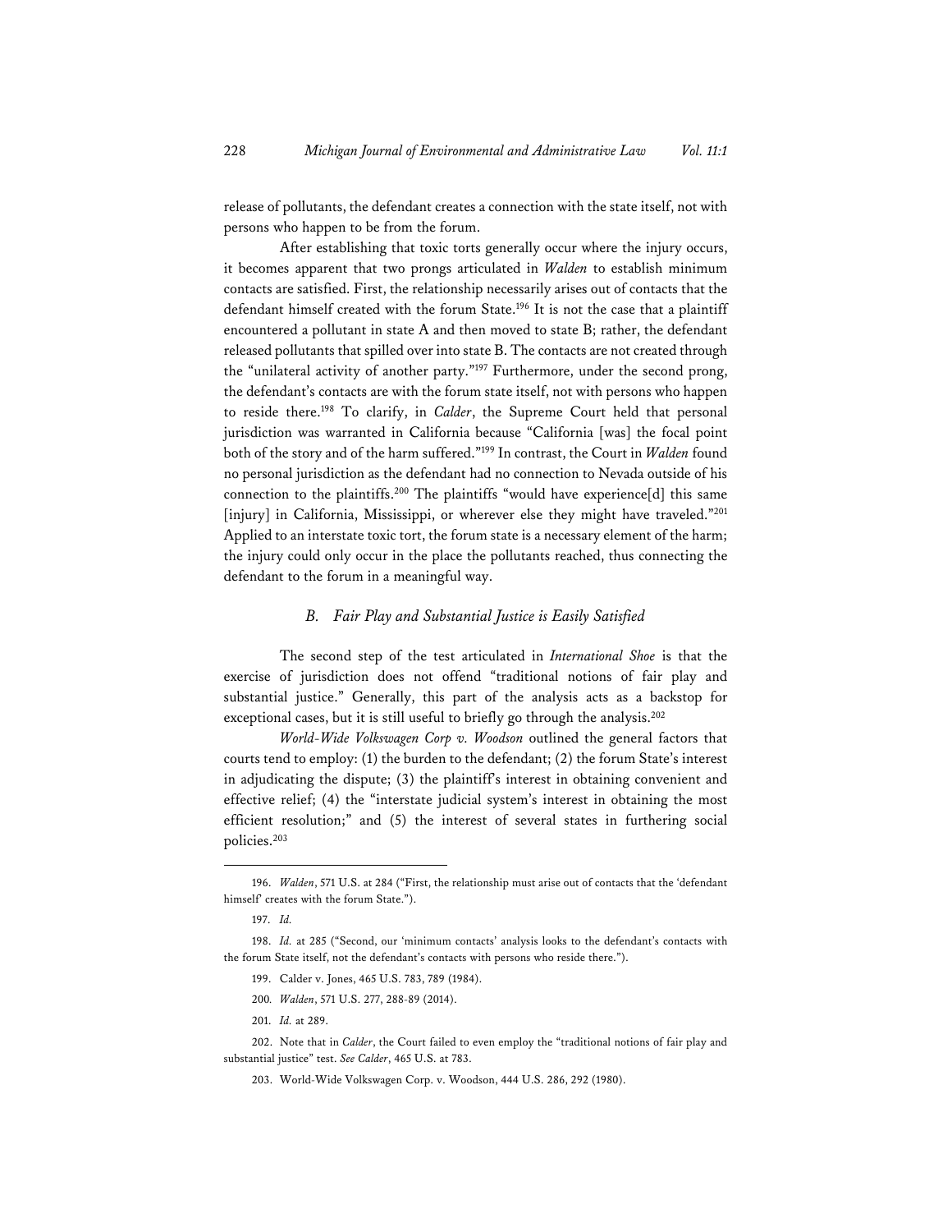release of pollutants, the defendant creates a connection with the state itself, not with persons who happen to be from the forum.

After establishing that toxic torts generally occur where the injury occurs, it becomes apparent that two prongs articulated in *Walden* to establish minimum contacts are satisfied. First, the relationship necessarily arises out of contacts that the defendant himself created with the forum State.[196] It is not the case that a plaintiff encountered a pollutant in state A and then moved to state B; rather, the defendant released pollutants that spilled over into state B. The contacts are not created through the "unilateral activity of another party."[197] Furthermore, under the second prong, the defendant's contacts are with the forum state itself, not with persons who happen to reside there.[198] To clarify, in *Calder*, the Supreme Court held that personal jurisdiction was warranted in California because "California [was] the focal point both of the story and of the harm suffered."[199] In contrast, the Court in *Walden* found no personal jurisdiction as the defendant had no connection to Nevada outside of his connection to the plaintiffs.[200] The plaintiffs "would have experience[d] this same [injury] in California, Mississippi, or wherever else they might have traveled."[201] Applied to an interstate toxic tort, the forum state is a necessary element of the harm; the injury could only occur in the place the pollutants reached, thus connecting the defendant to the forum in a meaningful way.

### *B. Fair Play and Substantial Justice is Easily Satisfied*

The second step of the test articulated in *International Shoe* is that the exercise of jurisdiction does not offend "traditional notions of fair play and substantial justice." Generally, this part of the analysis acts as a backstop for exceptional cases, but it is still useful to briefly go through the analysis.[202]

*World-Wide Volkswagen Corp v. Woodson* outlined the general factors that courts tend to employ: (1) the burden to the defendant; (2) the forum State's interest in adjudicating the dispute; (3) the plaintiff's interest in obtaining convenient and effective relief; (4) the "interstate judicial system's interest in obtaining the most efficient resolution;" and (5) the interest of several states in furthering social policies.[203]

---

196. *Walden*, 571 U.S. at 284 ("First, the relationship must arise out of contacts that the 'defendant himself' creates with the forum State.").

197. *Id.*

198. *Id.* at 285 ("Second, our 'minimum contacts' analysis looks to the defendant's contacts with the forum State itself, not the defendant's contacts with persons who reside there.").

199. Calder v. Jones, 465 U.S. 783, 789 (1984).

200. *Walden*, 571 U.S. 277, 288-89 (2014).

201. *Id.* at 289.

202. Note that in *Calder*, the Court failed to even employ the "traditional notions of fair play and substantial justice" test. *See Calder*, 465 U.S. at 783.

203. World-Wide Volkswagen Corp. v. Woodson, 444 U.S. 286, 292 (1980).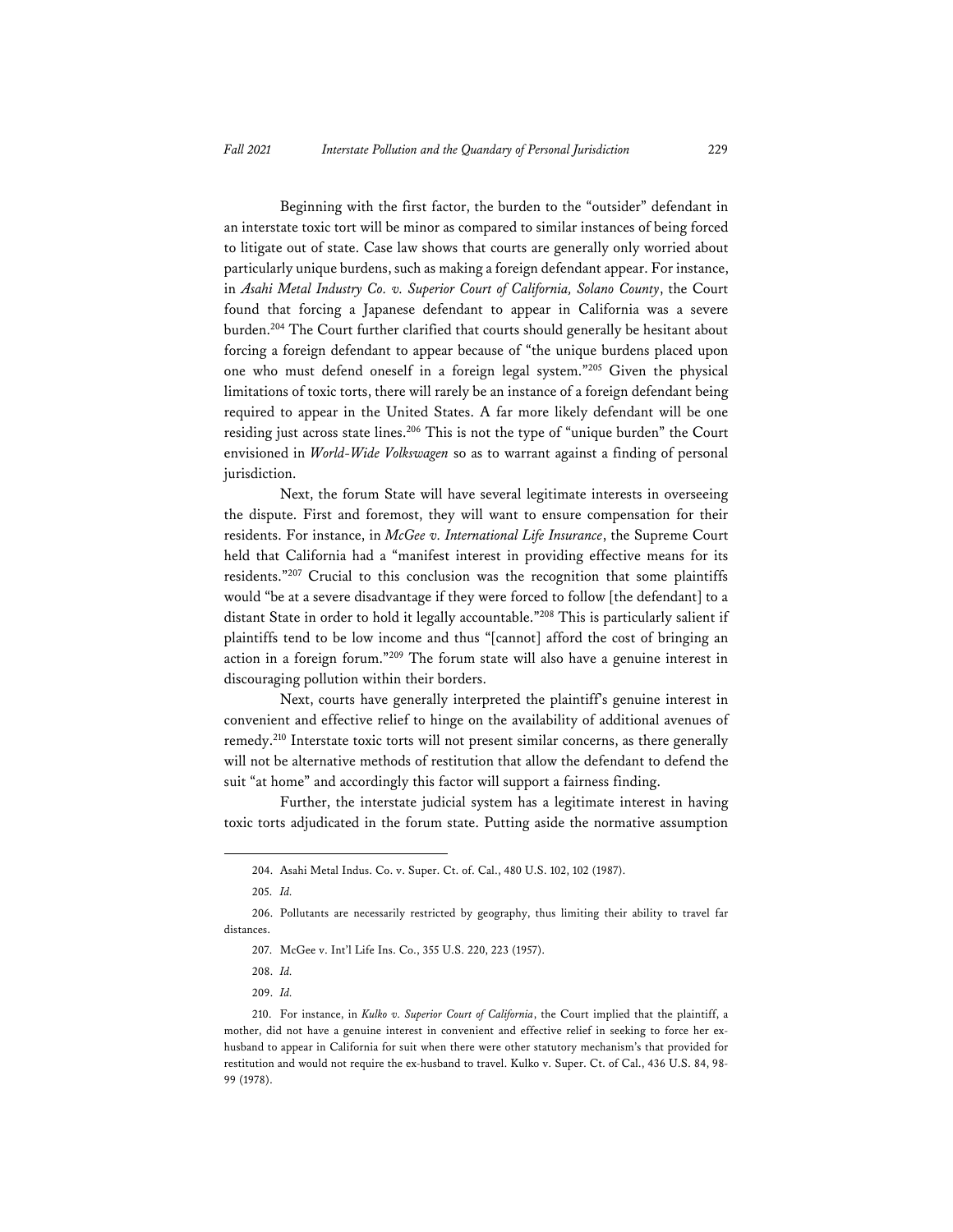Beginning with the first factor, the burden to the "outsider" defendant in an interstate toxic tort will be minor as compared to similar instances of being forced to litigate out of state. Case law shows that courts are generally only worried about particularly unique burdens, such as making a foreign defendant appear. For instance, in *Asahi Metal Industry Co. v. Superior Court of California, Solano County*, the Court found that forcing a Japanese defendant to appear in California was a severe burden.[204] The Court further clarified that courts should generally be hesitant about forcing a foreign defendant to appear because of "the unique burdens placed upon one who must defend oneself in a foreign legal system."[205] Given the physical limitations of toxic torts, there will rarely be an instance of a foreign defendant being required to appear in the United States. A far more likely defendant will be one residing just across state lines.[206] This is not the type of "unique burden" the Court envisioned in *World-Wide Volkswagen* so as to warrant against a finding of personal jurisdiction.

Next, the forum State will have several legitimate interests in overseeing the dispute. First and foremost, they will want to ensure compensation for their residents. For instance, in *McGee v. International Life Insurance*, the Supreme Court held that California had a "manifest interest in providing effective means for its residents."[207] Crucial to this conclusion was the recognition that some plaintiffs would "be at a severe disadvantage if they were forced to follow [the defendant] to a distant State in order to hold it legally accountable."[208] This is particularly salient if plaintiffs tend to be low income and thus "[cannot] afford the cost of bringing an action in a foreign forum."[209] The forum state will also have a genuine interest in discouraging pollution within their borders.

Next, courts have generally interpreted the plaintiff's genuine interest in convenient and effective relief to hinge on the availability of additional avenues of remedy.[210] Interstate toxic torts will not present similar concerns, as there generally will not be alternative methods of restitution that allow the defendant to defend the suit "at home" and accordingly this factor will support a fairness finding.

Further, the interstate judicial system has a legitimate interest in having toxic torts adjudicated in the forum state. Putting aside the normative assumption

---

204. Asahi Metal Indus. Co. v. Super. Ct. of. Cal., 480 U.S. 102, 102 (1987).

205. *Id.*

206. Pollutants are necessarily restricted by geography, thus limiting their ability to travel far distances.

207. McGee v. Int'l Life Ins. Co., 355 U.S. 220, 223 (1957).

208. *Id.*

209. *Id.*

210. For instance, in *Kulko v. Superior Court of California*, the Court implied that the plaintiff, a mother, did not have a genuine interest in convenient and effective relief in seeking to force her ex-husband to appear in California for suit when there were other statutory mechanism's that provided for restitution and would not require the ex-husband to travel. Kulko v. Super. Ct. of Cal., 436 U.S. 84, 98-99 (1978).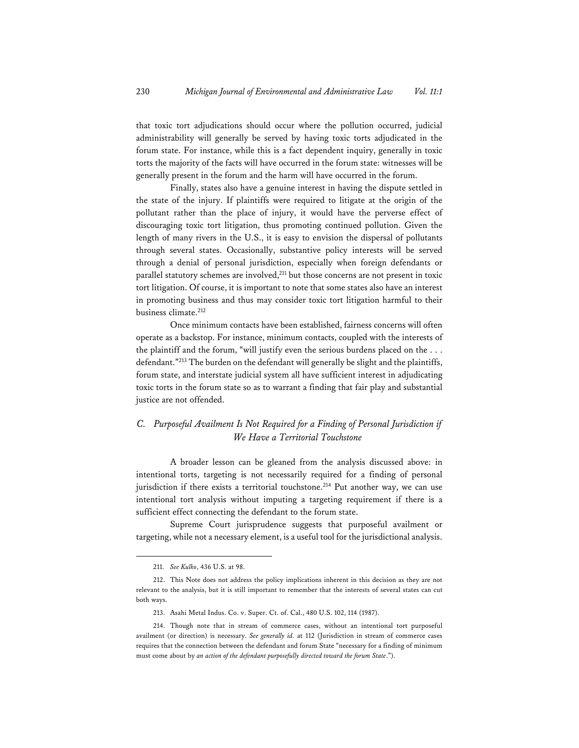that toxic tort adjudications should occur where the pollution occurred, judicial administrability will generally be served by having toxic torts adjudicated in the forum state. For instance, while this is a fact dependent inquiry, generally in toxic torts the majority of the facts will have occurred in the forum state: witnesses will be generally present in the forum and the harm will have occurred in the forum.

Finally, states also have a genuine interest in having the dispute settled in the state of the injury. If plaintiffs were required to litigate at the origin of the pollutant rather than the place of injury, it would have the perverse effect of discouraging toxic tort litigation, thus promoting continued pollution. Given the length of many rivers in the U.S., it is easy to envision the dispersal of pollutants through several states. Occasionally, substantive policy interests will be served through a denial of personal jurisdiction, especially when foreign defendants or parallel statutory schemes are involved,[211] but those concerns are not present in toxic tort litigation. Of course, it is important to note that some states also have an interest in promoting business and thus may consider toxic tort litigation harmful to their business climate.[212]

Once minimum contacts have been established, fairness concerns will often operate as a backstop. For instance, minimum contacts, coupled with the interests of the plaintiff and the forum, "will justify even the serious burdens placed on the . . . defendant."[213] The burden on the defendant will generally be slight and the plaintiffs, forum state, and interstate judicial system all have sufficient interest in adjudicating toxic torts in the forum state so as to warrant a finding that fair play and substantial justice are not offended.

### *C. Purposeful Availment Is Not Required for a Finding of Personal Jurisdiction if We Have a Territorial Touchstone*

A broader lesson can be gleaned from the analysis discussed above: in intentional torts, targeting is not necessarily required for a finding of personal jurisdiction if there exists a territorial touchstone.[214] Put another way, we can use intentional tort analysis without imputing a targeting requirement if there is a sufficient effect connecting the defendant to the forum state.

Supreme Court jurisprudence suggests that purposeful availment or targeting, while not a necessary element, is a useful tool for the jurisdictional analysis.

---

211. *See Kulko*, 436 U.S. at 98.

212. This Note does not address the policy implications inherent in this decision as they are not relevant to the analysis, but it is still important to remember that the interests of several states can cut both ways.

213. Asahi Metal Indus. Co. v. Super. Ct. of. Cal., 480 U.S. 102, 114 (1987).

214. Though note that in stream of commerce cases, without an intentional tort purposeful availment (or direction) is necessary. *See generally id.* at 112 (Jurisdiction in stream of commerce cases requires that the connection between the defendant and forum State "necessary for a finding of minimum must come about by *an action of the defendant purposefully directed toward the forum State*.").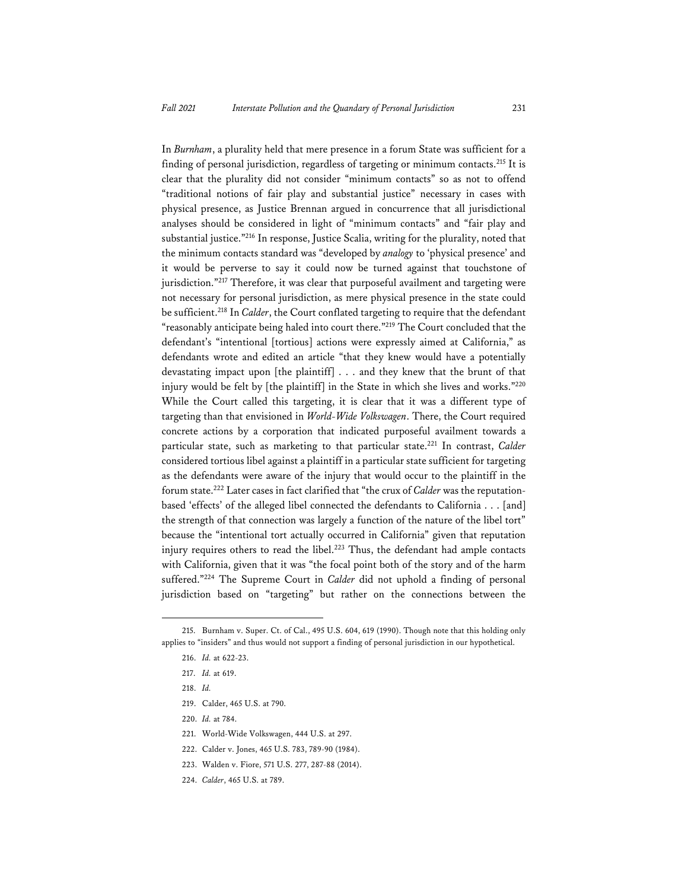In *Burnham*, a plurality held that mere presence in a forum State was sufficient for a finding of personal jurisdiction, regardless of targeting or minimum contacts.[215] It is clear that the plurality did not consider "minimum contacts" so as not to offend "traditional notions of fair play and substantial justice" necessary in cases with physical presence, as Justice Brennan argued in concurrence that all jurisdictional analyses should be considered in light of "minimum contacts" and "fair play and substantial justice."[216] In response, Justice Scalia, writing for the plurality, noted that the minimum contacts standard was "developed by *analogy* to 'physical presence' and it would be perverse to say it could now be turned against that touchstone of jurisdiction."[217] Therefore, it was clear that purposeful availment and targeting were not necessary for personal jurisdiction, as mere physical presence in the state could be sufficient.[218] In *Calder*, the Court conflated targeting to require that the defendant "reasonably anticipate being haled into court there."[219] The Court concluded that the defendant's "intentional [tortious] actions were expressly aimed at California," as defendants wrote and edited an article "that they knew would have a potentially devastating impact upon [the plaintiff] . . . and they knew that the brunt of that injury would be felt by [the plaintiff] in the State in which she lives and works."[220] While the Court called this targeting, it is clear that it was a different type of targeting than that envisioned in *World-Wide Volkswagen*. There, the Court required concrete actions by a corporation that indicated purposeful availment towards a particular state, such as marketing to that particular state.[221] In contrast, *Calder* considered tortious libel against a plaintiff in a particular state sufficient for targeting as the defendants were aware of the injury that would occur to the plaintiff in the forum state.[222] Later cases in fact clarified that "the crux of *Calder* was the reputation-based 'effects' of the alleged libel connected the defendants to California . . . [and] the strength of that connection was largely a function of the nature of the libel tort" because the "intentional tort actually occurred in California" given that reputation injury requires others to read the libel.[223] Thus, the defendant had ample contacts with California, given that it was "the focal point both of the story and of the harm suffered."[224] The Supreme Court in *Calder* did not uphold a finding of personal jurisdiction based on "targeting" but rather on the connections between the

---

215. Burnham v. Super. Ct. of Cal., 495 U.S. 604, 619 (1990). Though note that this holding only applies to "insiders" and thus would not support a finding of personal jurisdiction in our hypothetical.

216. *Id.* at 622-23.

217. *Id.* at 619.

218. *Id.*

219. Calder, 465 U.S. at 790.

220. *Id.* at 784.

221. World-Wide Volkswagen, 444 U.S. at 297.

222. Calder v. Jones, 465 U.S. 783, 789-90 (1984).

223. Walden v. Fiore, 571 U.S. 277, 287-88 (2014).

224. *Calder*, 465 U.S. at 789.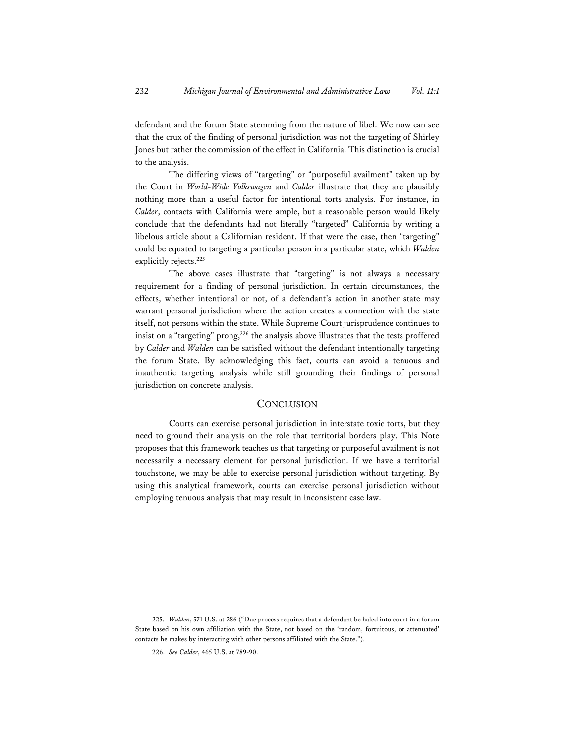defendant and the forum State stemming from the nature of libel. We now can see that the crux of the finding of personal jurisdiction was not the targeting of Shirley Jones but rather the commission of the effect in California. This distinction is crucial to the analysis.

The differing views of "targeting" or "purposeful availment" taken up by the Court in *World-Wide Volkswagen* and *Calder* illustrate that they are plausibly nothing more than a useful factor for intentional torts analysis. For instance, in *Calder*, contacts with California were ample, but a reasonable person would likely conclude that the defendants had not literally "targeted" California by writing a libelous article about a Californian resident. If that were the case, then "targeting" could be equated to targeting a particular person in a particular state, which *Walden* explicitly rejects.[225]

The above cases illustrate that "targeting" is not always a necessary requirement for a finding of personal jurisdiction. In certain circumstances, the effects, whether intentional or not, of a defendant's action in another state may warrant personal jurisdiction where the action creates a connection with the state itself, not persons within the state. While Supreme Court jurisprudence continues to insist on a "targeting" prong,[226] the analysis above illustrates that the tests proffered by *Calder* and *Walden* can be satisfied without the defendant intentionally targeting the forum State. By acknowledging this fact, courts can avoid a tenuous and inauthentic targeting analysis while still grounding their findings of personal jurisdiction on concrete analysis.

## CONCLUSION

Courts can exercise personal jurisdiction in interstate toxic torts, but they need to ground their analysis on the role that territorial borders play. This Note proposes that this framework teaches us that targeting or purposeful availment is not necessarily a necessary element for personal jurisdiction. If we have a territorial touchstone, we may be able to exercise personal jurisdiction without targeting. By using this analytical framework, courts can exercise personal jurisdiction without employing tenuous analysis that may result in inconsistent case law.

---

225. *Walden*, 571 U.S. at 286 ("Due process requires that a defendant be haled into court in a forum State based on his own affiliation with the State, not based on the 'random, fortuitous, or attenuated' contacts he makes by interacting with other persons affiliated with the State.").

226. *See Calder*, 465 U.S. at 789-90.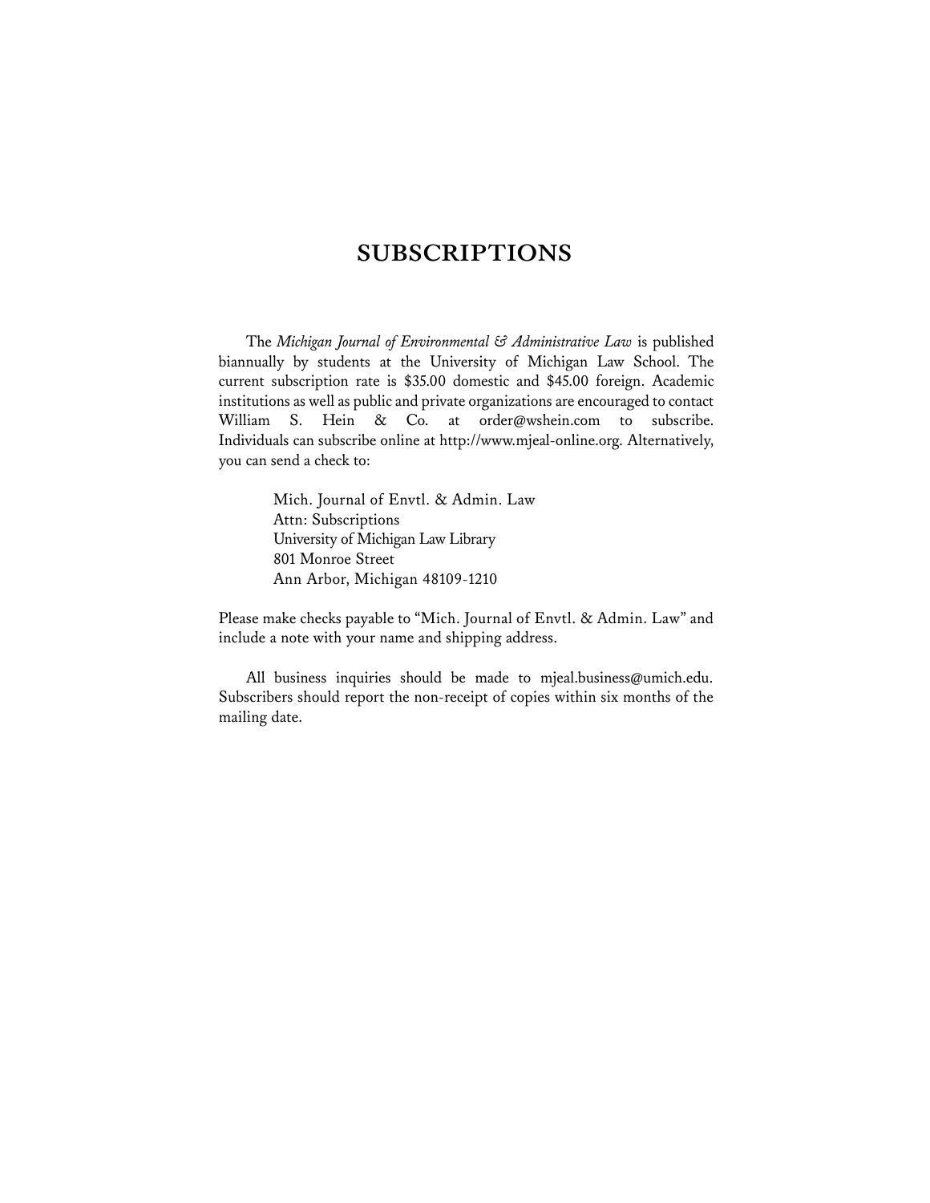# SUBSCRIPTIONS

The *Michigan Journal of Environmental & Administrative Law* is published biannually by students at the University of Michigan Law School. The current subscription rate is $35.00 domestic and $45.00 foreign. Academic institutions as well as public and private organizations are encouraged to contact William S. Hein & Co. at order@wshein.com to subscribe. Individuals can subscribe online at http://www.mjeal-online.org. Alternatively, you can send a check to:

> Mich. Journal of Envtl. & Admin. Law
> Attn: Subscriptions
> University of Michigan Law Library
> 801 Monroe Street
> Ann Arbor, Michigan 48109-1210

Please make checks payable to "Mich. Journal of Envtl. & Admin. Law" and include a note with your name and shipping address.

All business inquiries should be made to mjeal.business@umich.edu. Subscribers should report the non-receipt of copies within six months of the mailing date.